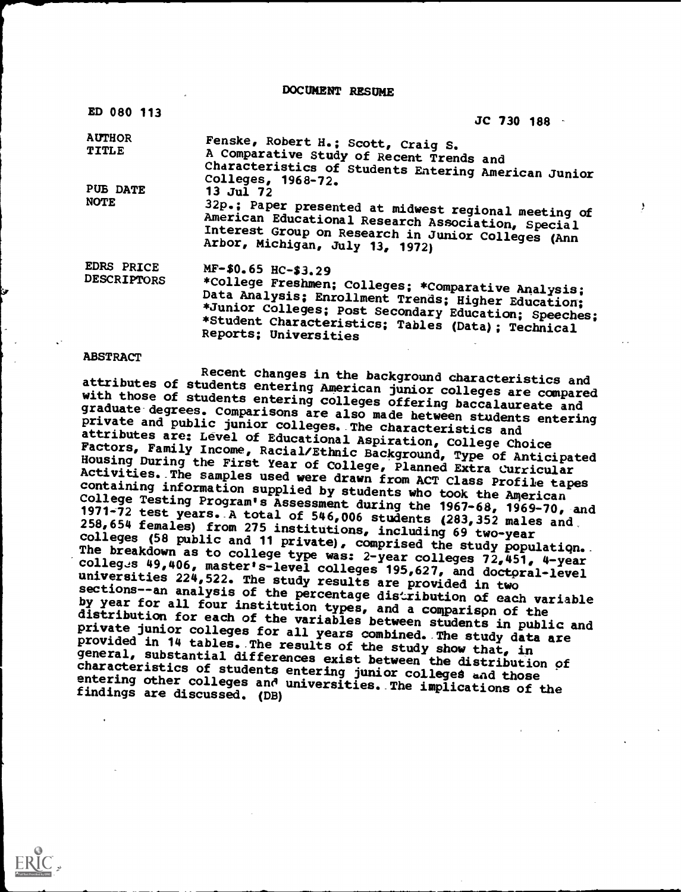# DOCUMENT RESUME

ED 080 113 JC 730 188

| | |
|---|---|
| AUTHOR | Fenske, Robert H.; Scott, Craig S. |
| TITLE | A Comparative Study of Recent Trends and Characteristics of Students Entering American Junior Colleges, 1968-72. |
| PUB DATE | 13 Jul 72 |
| NOTE | 32p.; Paper presented at midwest regional meeting of American Educational Research Association, Special Interest Group on Research in Junior Colleges (Ann Arbor, Michigan, July 13, 1972) |
| EDRS PRICE | MF-$0.65 HC-$3.29 |
| DESCRIPTORS | *College Freshmen; Colleges; *Comparative Analysis; Data Analysis; Enrollment Trends; Higher Education; *Junior Colleges; Post Secondary Education; Speeches; *Student Characteristics; Tables (Data); Technical Reports; Universities |

## ABSTRACT

Recent changes in the background characteristics and attributes of students entering American junior colleges are compared with those of students entering colleges offering baccalaureate and graduate degrees. Comparisons are also made between students entering private and public junior colleges. The characteristics and attributes are: Level of Educational Aspiration, College Choice Factors, Family Income, Racial/Ethnic Background, Type of Anticipated Housing During the First Year of College, Planned Extra Curricular Activities. The samples used were drawn from ACT Class Profile tapes containing information supplied by students who took the American College Testing Program's Assessment during the 1967-68, 1969-70, and 1971-72 test years. A total of 546,006 students (283,352 males and 258,654 females) from 275 institutions, including 69 two-year colleges (58 public and 11 private), comprised the study population. The breakdown as to college type was: 2-year colleges 72,451, 4-year colleges 49,406, master's-level colleges 195,627, and doctoral-level universities 224,522. The study results are provided in two sections--an analysis of the percentage distribution of each variable by year for all four institution types, and a comparison of the distribution for each of the variables between students in public and private junior colleges for all years combined. The study data are provided in 14 tables. The results of the study show that, in general, substantial differences exist between the distribution of characteristics of students entering junior colleges and those entering other colleges and universities. The implications of the findings are discussed. (DB)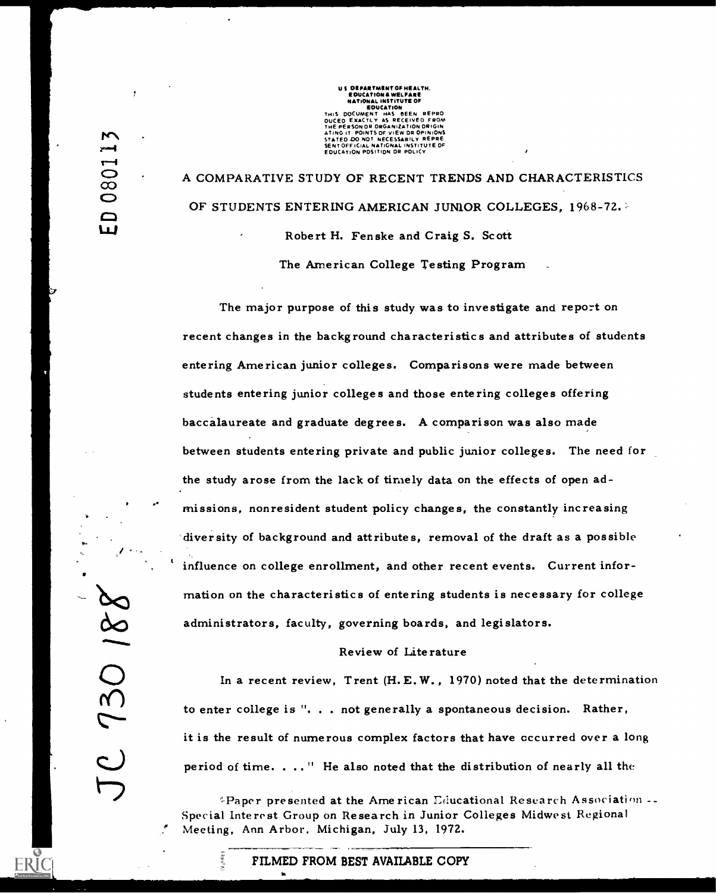U S DEPARTMENT OF HEALTH, EDUCATION & WELFARE
NATIONAL INSTITUTE OF EDUCATION
THIS DOCUMENT HAS BEEN REPRODUCED EXACTLY AS RECEIVED FROM THE PERSON OR ORGANIZATION ORIGINATING IT. POINTS OF VIEW OR OPINIONS STATED DO NOT NECESSARILY REPRESENT OFFICIAL NATIONAL INSTITUTE OF EDUCATION POSITION OR POLICY

ED 080113

JC 730 188

# A COMPARATIVE STUDY OF RECENT TRENDS AND CHARACTERISTICS OF STUDENTS ENTERING AMERICAN JUNIOR COLLEGES, 1968-72.*

Robert H. Fenske and Craig S. Scott

The American College Testing Program

The major purpose of this study was to investigate and report on recent changes in the background characteristics and attributes of students entering American junior colleges. Comparisons were made between students entering junior colleges and those entering colleges offering baccalaureate and graduate degrees. A comparison was also made between students entering private and public junior colleges. The need for the study arose from the lack of timely data on the effects of open admissions, nonresident student policy changes, the constantly increasing diversity of background and attributes, removal of the draft as a possible influence on college enrollment, and other recent events. Current information on the characteristics of entering students is necessary for college administrators, faculty, governing boards, and legislators.

## Review of Literature

In a recent review, Trent (H.E.W., 1970) noted that the determination to enter college is ". . . not generally a spontaneous decision. Rather, it is the result of numerous complex factors that have occurred over a long period of time. . . ." He also noted that the distribution of nearly all the

*Paper presented at the American Educational Research Association -- Special Interest Group on Research in Junior Colleges Midwest Regional Meeting, Ann Arbor, Michigan, July 13, 1972.

FILMED FROM BEST AVAILABLE COPY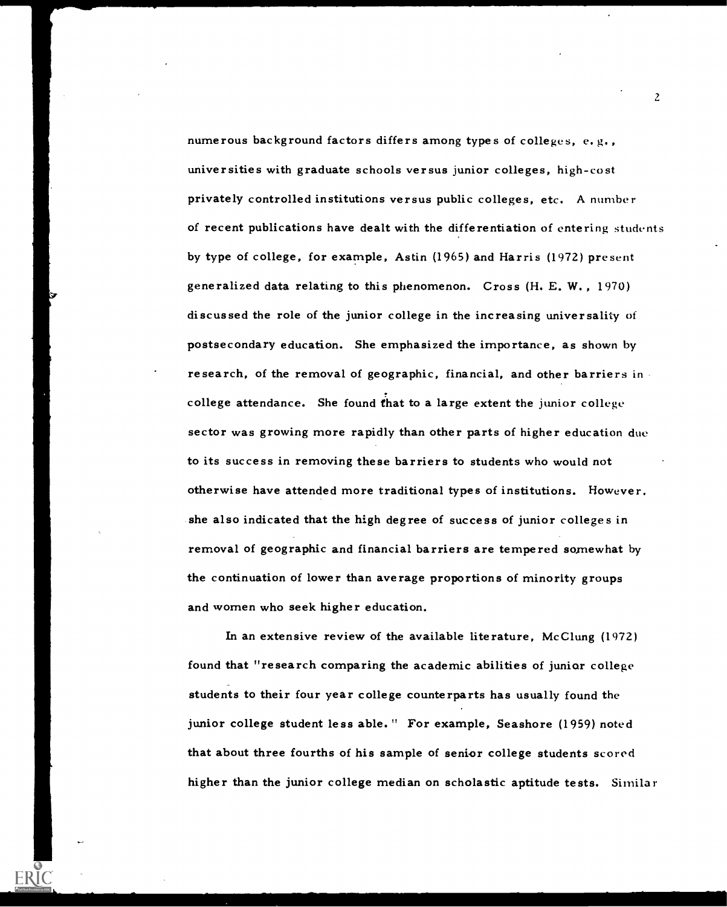numerous background factors differs among types of colleges, e.g., universities with graduate schools versus junior colleges, high-cost privately controlled institutions versus public colleges, etc. A number of recent publications have dealt with the differentiation of entering students by type of college, for example, Astin (1965) and Harris (1972) present generalized data relating to this phenomenon. Cross (H. E. W., 1970) discussed the role of the junior college in the increasing universality of postsecondary education. She emphasized the importance, as shown by research, of the removal of geographic, financial, and other barriers in college attendance. She found that to a large extent the junior college sector was growing more rapidly than other parts of higher education due to its success in removing these barriers to students who would not otherwise have attended more traditional types of institutions. However, she also indicated that the high degree of success of junior colleges in removal of geographic and financial barriers are tempered somewhat by the continuation of lower than average proportions of minority groups and women who seek higher education.

In an extensive review of the available literature, McClung (1972) found that "research comparing the academic abilities of junior college students to their four year college counterparts has usually found the junior college student less able." For example, Seashore (1959) noted that about three fourths of his sample of senior college students scored higher than the junior college median on scholastic aptitude tests. Similar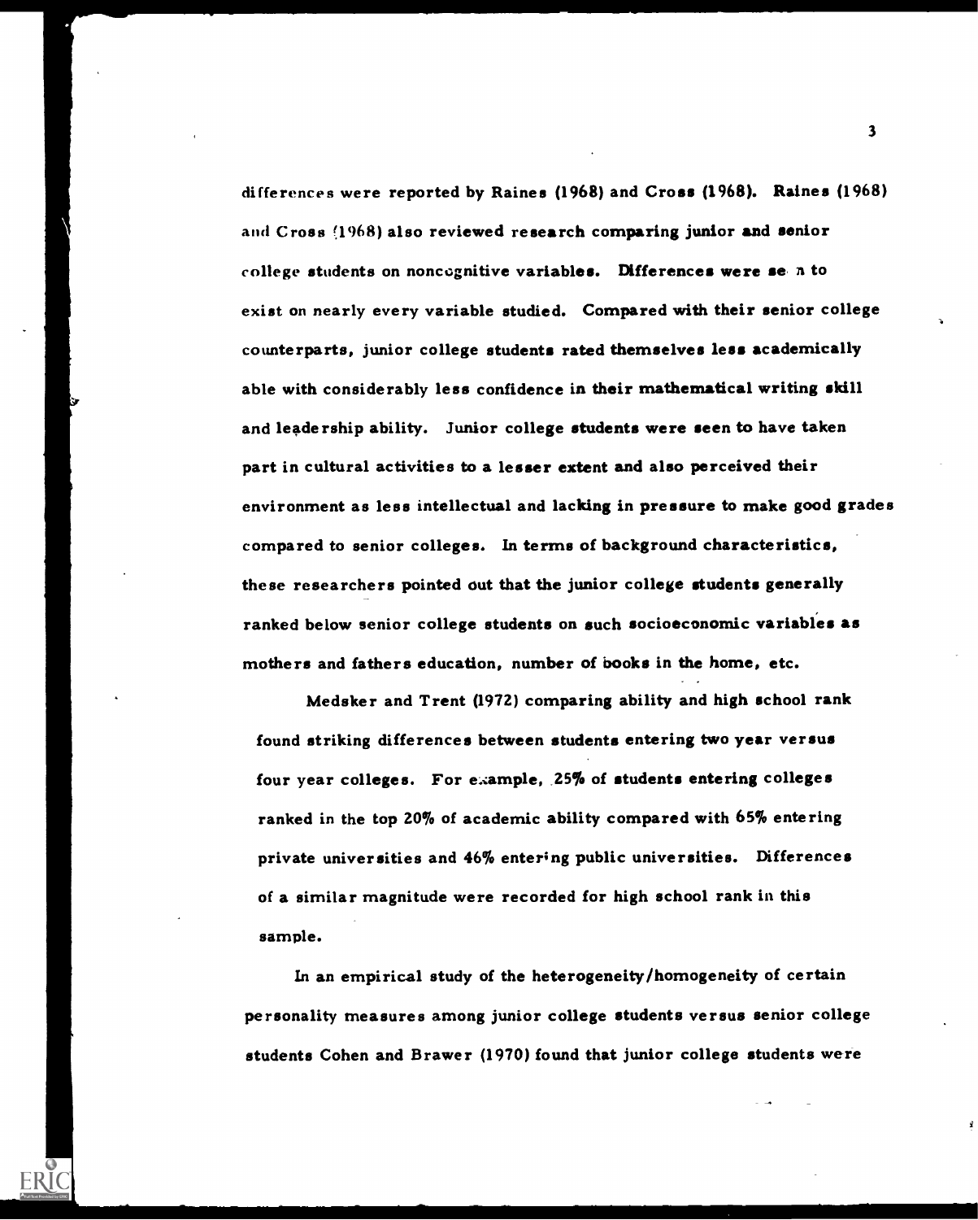differences were reported by Raines (1968) and Cross (1968). Raines (1968) and Cross (1968) also reviewed research comparing junior and senior college students on noncognitive variables. Differences were seen to exist on nearly every variable studied. Compared with their senior college counterparts, junior college students rated themselves less academically able with considerably less confidence in their mathematical writing skill and leadership ability. Junior college students were seen to have taken part in cultural activities to a lesser extent and also perceived their environment as less intellectual and lacking in pressure to make good grades compared to senior colleges. In terms of background characteristics, these researchers pointed out that the junior college students generally ranked below senior college students on such socioeconomic variables as mothers and fathers education, number of books in the home, etc.

Medsker and Trent (1972) comparing ability and high school rank found striking differences between students entering two year versus four year colleges. For example, 25% of students entering colleges ranked in the top 20% of academic ability compared with 65% entering private universities and 46% entering public universities. Differences of a similar magnitude were recorded for high school rank in this sample.

In an empirical study of the heterogeneity/homogeneity of certain personality measures among junior college students versus senior college students Cohen and Brawer (1970) found that junior college students were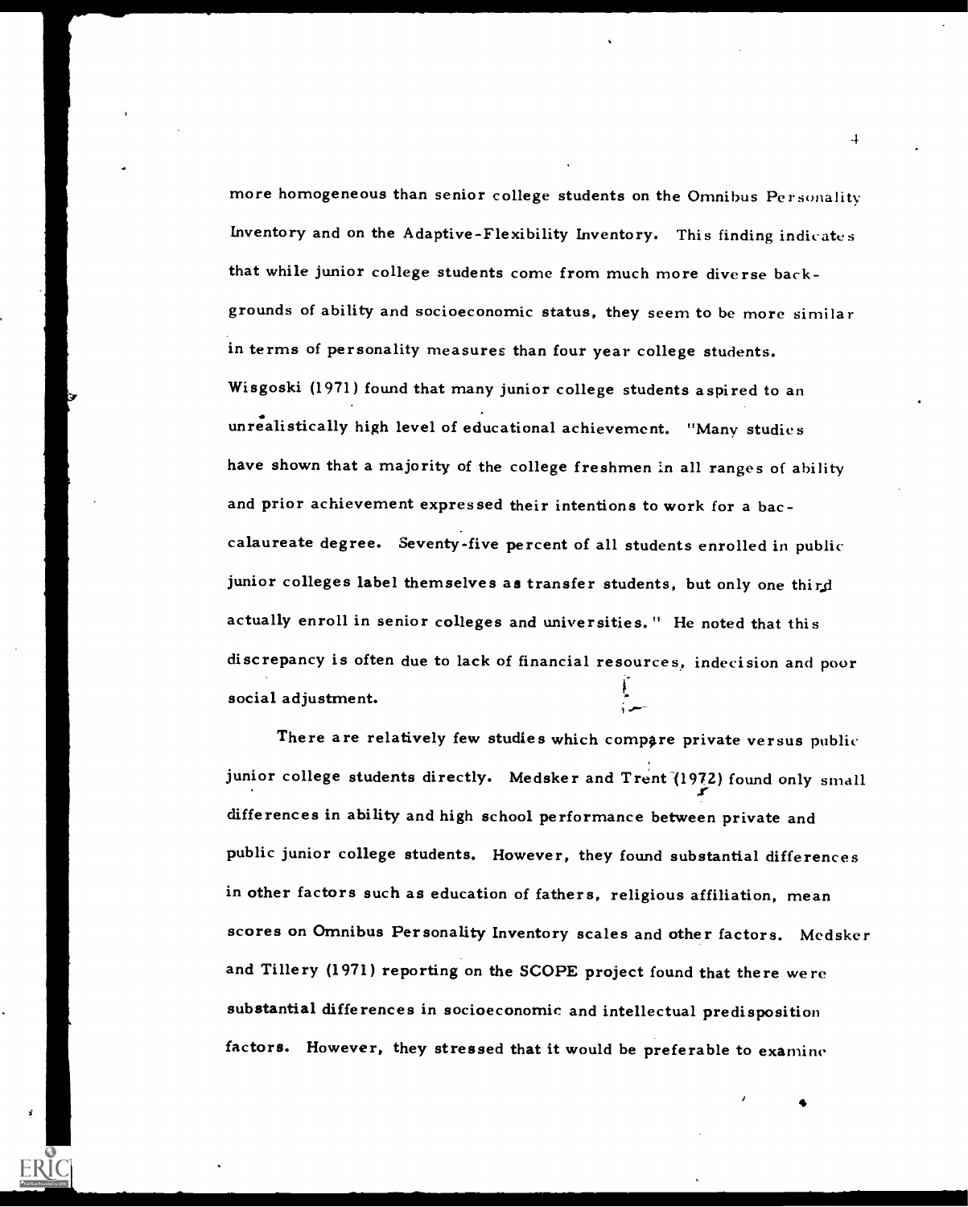more homogeneous than senior college students on the Omnibus Personality Inventory and on the Adaptive-Flexibility Inventory. This finding indicates that while junior college students come from much more diverse backgrounds of ability and socioeconomic status, they seem to be more similar in terms of personality measures than four year college students. Wisgoski (1971) found that many junior college students aspired to an unrealistically high level of educational achievement. "Many studies have shown that a majority of the college freshmen in all ranges of ability and prior achievement expressed their intentions to work for a baccalaureate degree. Seventy-five percent of all students enrolled in public junior colleges label themselves as transfer students, but only one third actually enroll in senior colleges and universities." He noted that this discrepancy is often due to lack of financial resources, indecision and poor social adjustment.

There are relatively few studies which compare private versus public junior college students directly. Medsker and Trent (1972) found only small differences in ability and high school performance between private and public junior college students. However, they found substantial differences in other factors such as education of fathers, religious affiliation, mean scores on Omnibus Personality Inventory scales and other factors. Medsker and Tillery (1971) reporting on the SCOPE project found that there were substantial differences in socioeconomic and intellectual predisposition factors. However, they stressed that it would be preferable to examine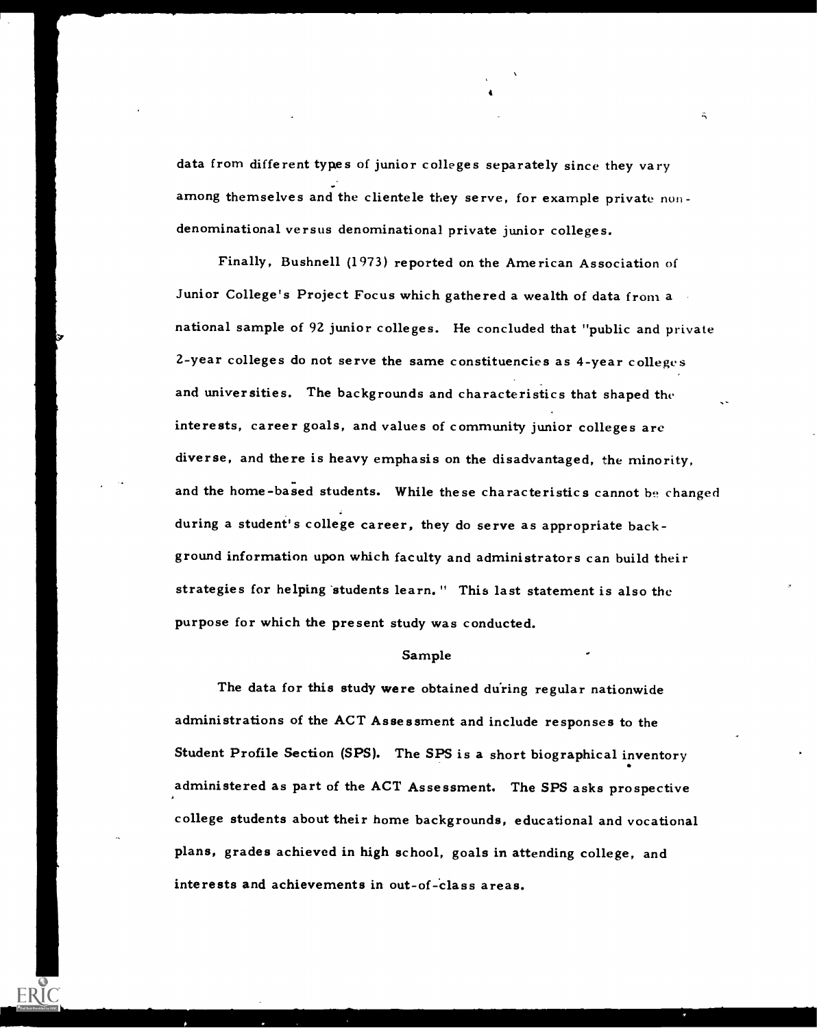data from different types of junior colleges separately since they vary among themselves and the clientele they serve, for example private non-denominational versus denominational private junior colleges.

Finally, Bushnell (1973) reported on the American Association of Junior College's Project Focus which gathered a wealth of data from a national sample of 92 junior colleges. He concluded that "public and private 2-year colleges do not serve the same constituencies as 4-year colleges and universities. The backgrounds and characteristics that shaped the interests, career goals, and values of community junior colleges are diverse, and there is heavy emphasis on the disadvantaged, the minority, and the home-based students. While these characteristics cannot be changed during a student's college career, they do serve as appropriate background information upon which faculty and administrators can build their strategies for helping students learn." This last statement is also the purpose for which the present study was conducted.

## Sample

The data for this study were obtained during regular nationwide administrations of the ACT Assessment and include responses to the Student Profile Section (SPS). The SPS is a short biographical inventory administered as part of the ACT Assessment. The SPS asks prospective college students about their home backgrounds, educational and vocational plans, grades achieved in high school, goals in attending college, and interests and achievements in out-of-class areas.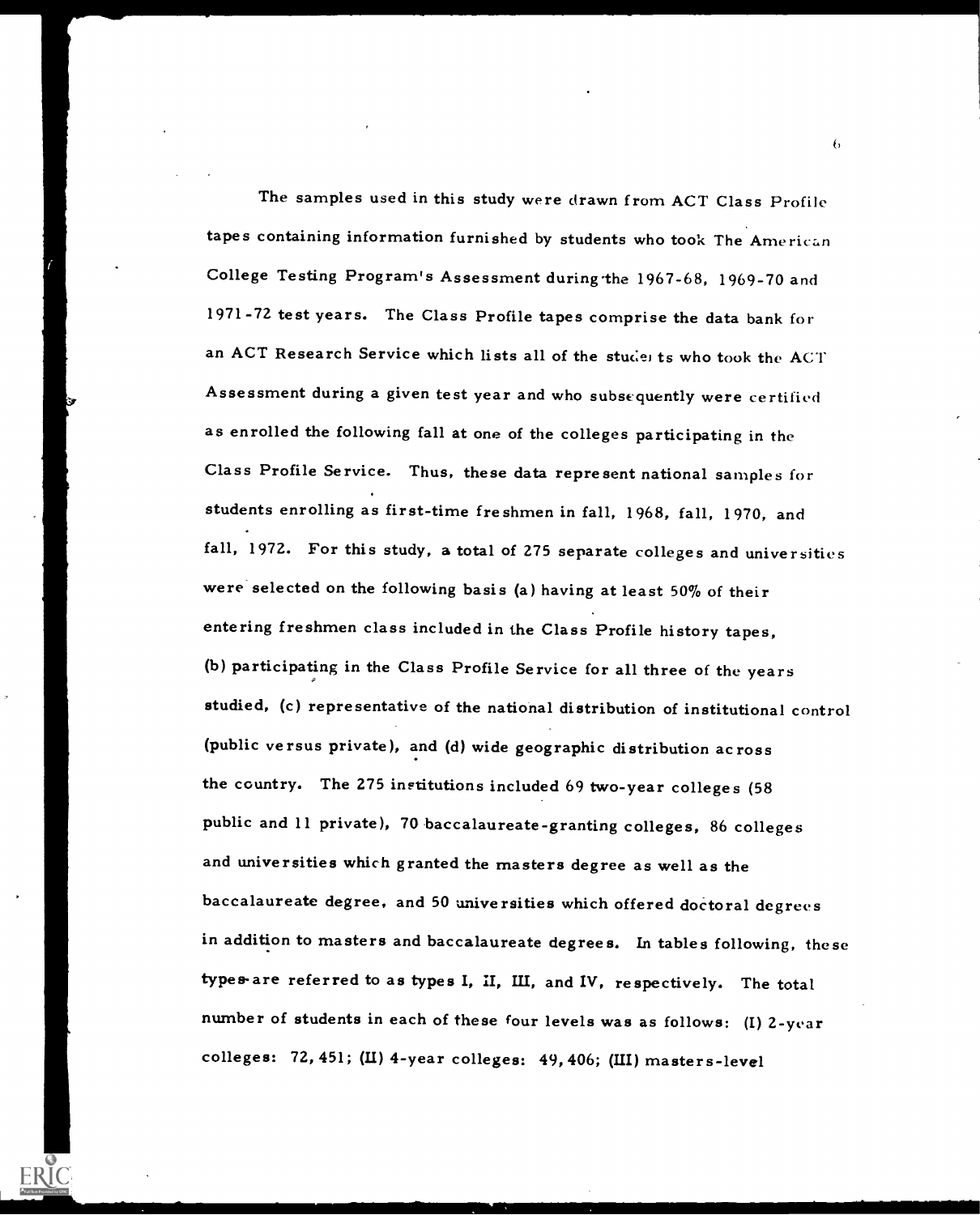The samples used in this study were drawn from ACT Class Profile tapes containing information furnished by students who took The American College Testing Program's Assessment during the 1967-68, 1969-70 and 1971-72 test years. The Class Profile tapes comprise the data bank for an ACT Research Service which lists all of the students who took the ACT Assessment during a given test year and who subsequently were certified as enrolled the following fall at one of the colleges participating in the Class Profile Service. Thus, these data represent national samples for students enrolling as first-time freshmen in fall, 1968, fall, 1970, and fall, 1972. For this study, a total of 275 separate colleges and universities were selected on the following basis (a) having at least 50% of their entering freshmen class included in the Class Profile history tapes, (b) participating in the Class Profile Service for all three of the years studied, (c) representative of the national distribution of institutional control (public versus private), and (d) wide geographic distribution across the country. The 275 institutions included 69 two-year colleges (58 public and 11 private), 70 baccalaureate-granting colleges, 86 colleges and universities which granted the masters degree as well as the baccalaureate degree, and 50 universities which offered doctoral degrees in addition to masters and baccalaureate degrees. In tables following, these types are referred to as types I, II, III, and IV, respectively. The total number of students in each of these four levels was as follows: (I) 2-year colleges: 72,451; (II) 4-year colleges: 49,406; (III) masters-level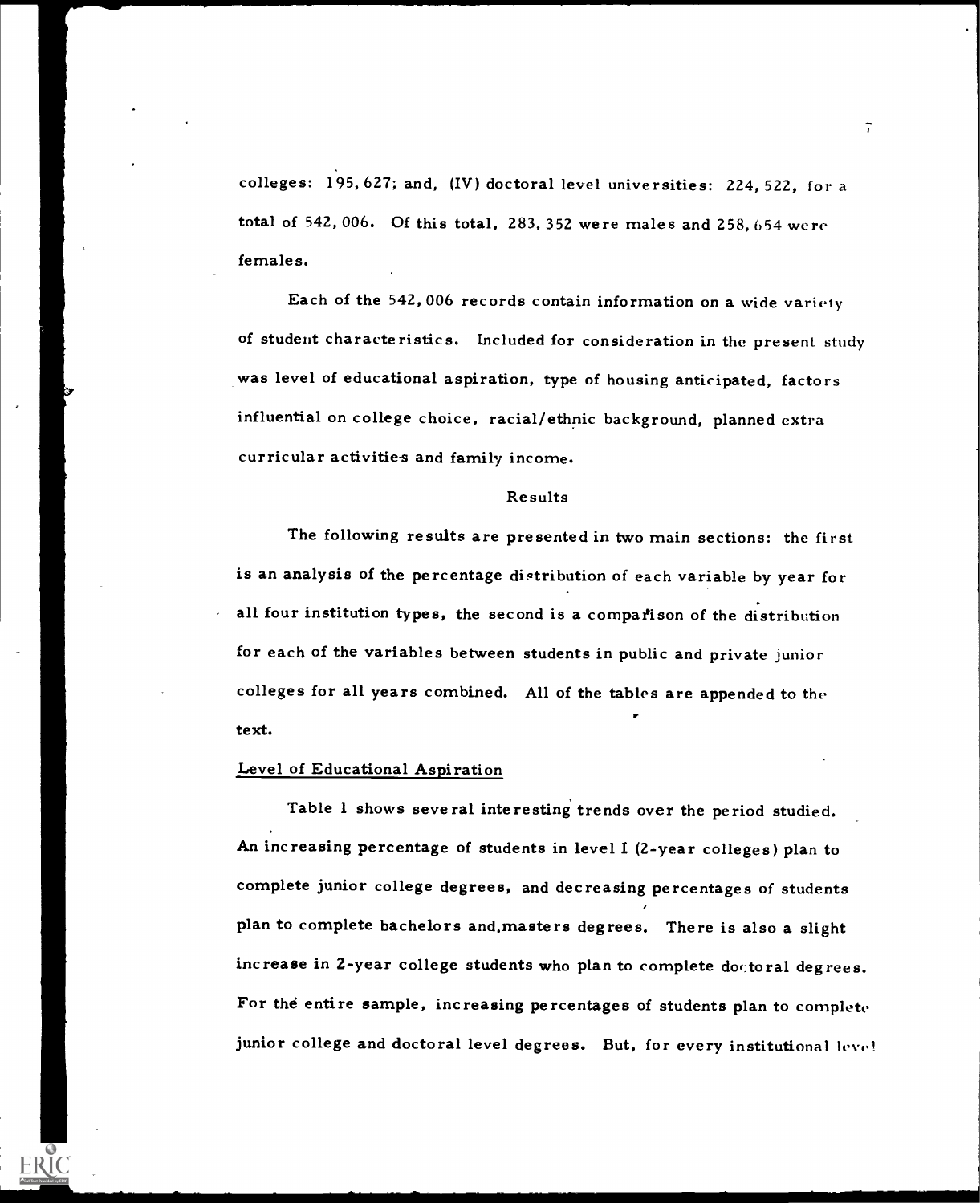colleges: 195,627; and, (IV) doctoral level universities: 224,522, for a total of 542,006. Of this total, 283,352 were males and 258,654 were females.

Each of the 542,006 records contain information on a wide variety of student characteristics. Included for consideration in the present study was level of educational aspiration, type of housing anticipated, factors influential on college choice, racial/ethnic background, planned extra curricular activities and family income.

## Results

The following results are presented in two main sections: the first is an analysis of the percentage distribution of each variable by year for all four institution types, the second is a comparison of the distribution for each of the variables between students in public and private junior colleges for all years combined. All of the tables are appended to the text.

### Level of Educational Aspiration

Table 1 shows several interesting trends over the period studied. An increasing percentage of students in level I (2-year colleges) plan to complete junior college degrees, and decreasing percentages of students plan to complete bachelors and masters degrees. There is also a slight increase in 2-year college students who plan to complete doctoral degrees. For the entire sample, increasing percentages of students plan to complete junior college and doctoral level degrees. But, for every institutional level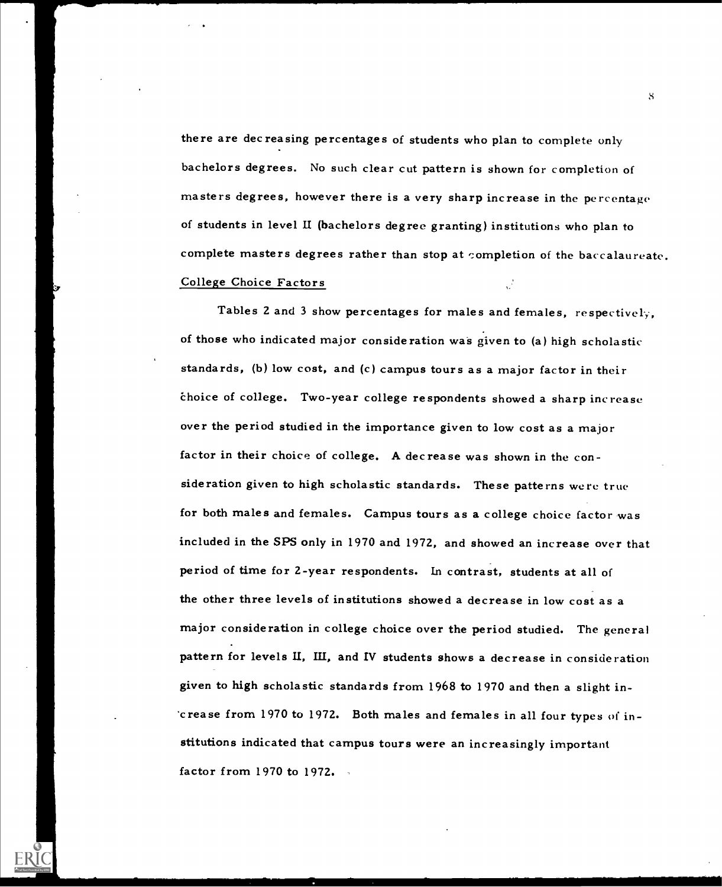there are decreasing percentages of students who plan to complete only bachelors degrees. No such clear cut pattern is shown for completion of masters degrees, however there is a very sharp increase in the percentage of students in level II (bachelors degree granting) institutions who plan to complete masters degrees rather than stop at completion of the baccalaureate.

## College Choice Factors

Tables 2 and 3 show percentages for males and females, respectively, of those who indicated major consideration was given to (a) high scholastic standards, (b) low cost, and (c) campus tours as a major factor in their choice of college. Two-year college respondents showed a sharp increase over the period studied in the importance given to low cost as a major factor in their choice of college. A decrease was shown in the consideration given to high scholastic standards. These patterns were true for both males and females. Campus tours as a college choice factor was included in the SPS only in 1970 and 1972, and showed an increase over that period of time for 2-year respondents. In contrast, students at all of the other three levels of institutions showed a decrease in low cost as a major consideration in college choice over the period studied. The general pattern for levels II, III, and IV students shows a decrease in consideration given to high scholastic standards from 1968 to 1970 and then a slight increase from 1970 to 1972. Both males and females in all four types of institutions indicated that campus tours were an increasingly important factor from 1970 to 1972.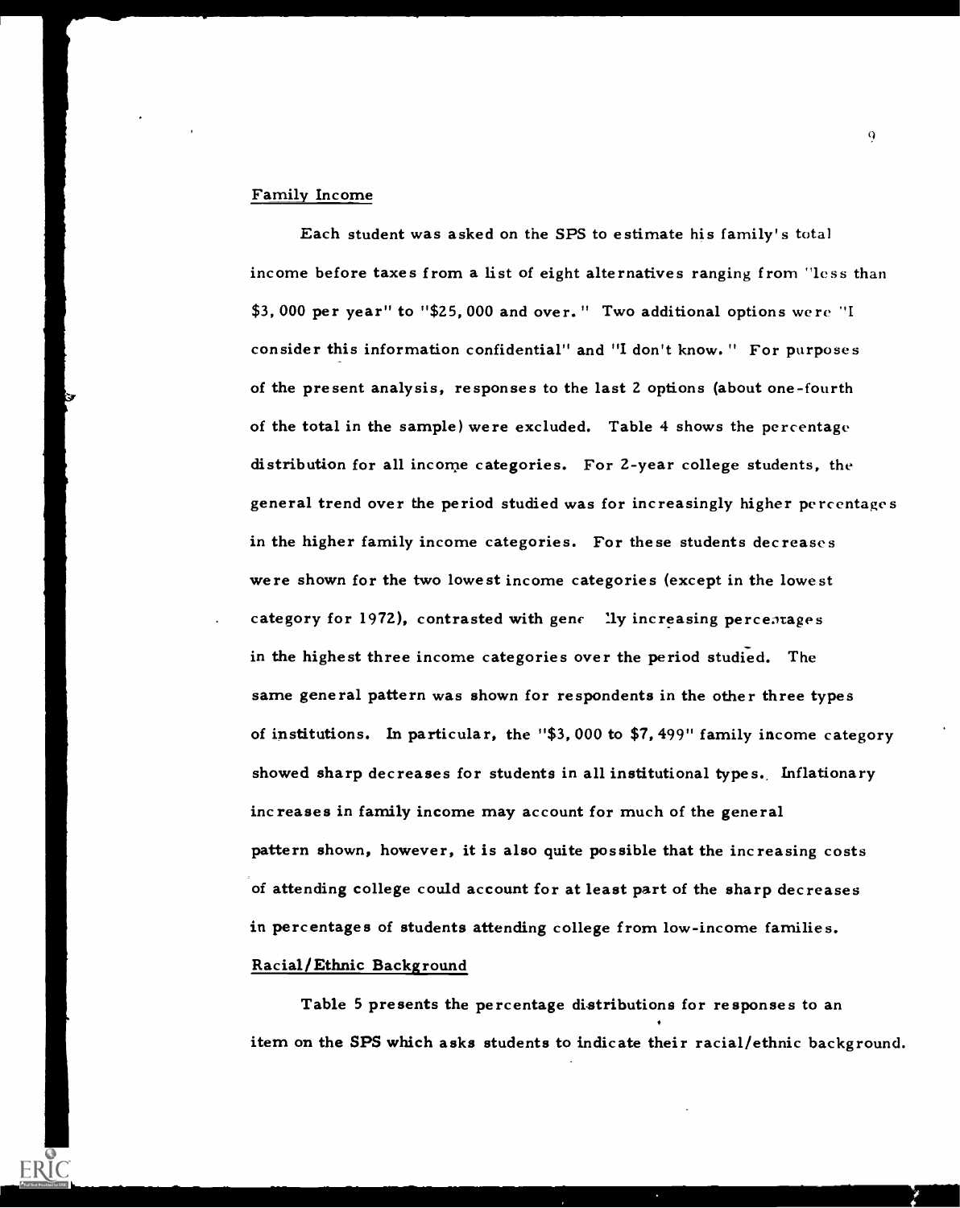## Family Income

Each student was asked on the SPS to estimate his family's total income before taxes from a list of eight alternatives ranging from "less than $3,000 per year" to "$25,000 and over." Two additional options were "I consider this information confidential" and "I don't know." For purposes of the present analysis, responses to the last 2 options (about one-fourth of the total in the sample) were excluded. Table 4 shows the percentage distribution for all income categories. For 2-year college students, the general trend over the period studied was for increasingly higher percentages in the higher family income categories. For these students decreases were shown for the two lowest income categories (except in the lowest category for 1972), contrasted with generally increasing percentages in the highest three income categories over the period studied. The same general pattern was shown for respondents in the other three types of institutions. In particular, the "$3,000 to $7,499" family income category showed sharp decreases for students in all institutional types. Inflationary increases in family income may account for much of the general pattern shown, however, it is also quite possible that the increasing costs of attending college could account for at least part of the sharp decreases in percentages of students attending college from low-income families.

## Racial/Ethnic Background

Table 5 presents the percentage distributions for responses to an item on the SPS which asks students to indicate their racial/ethnic background.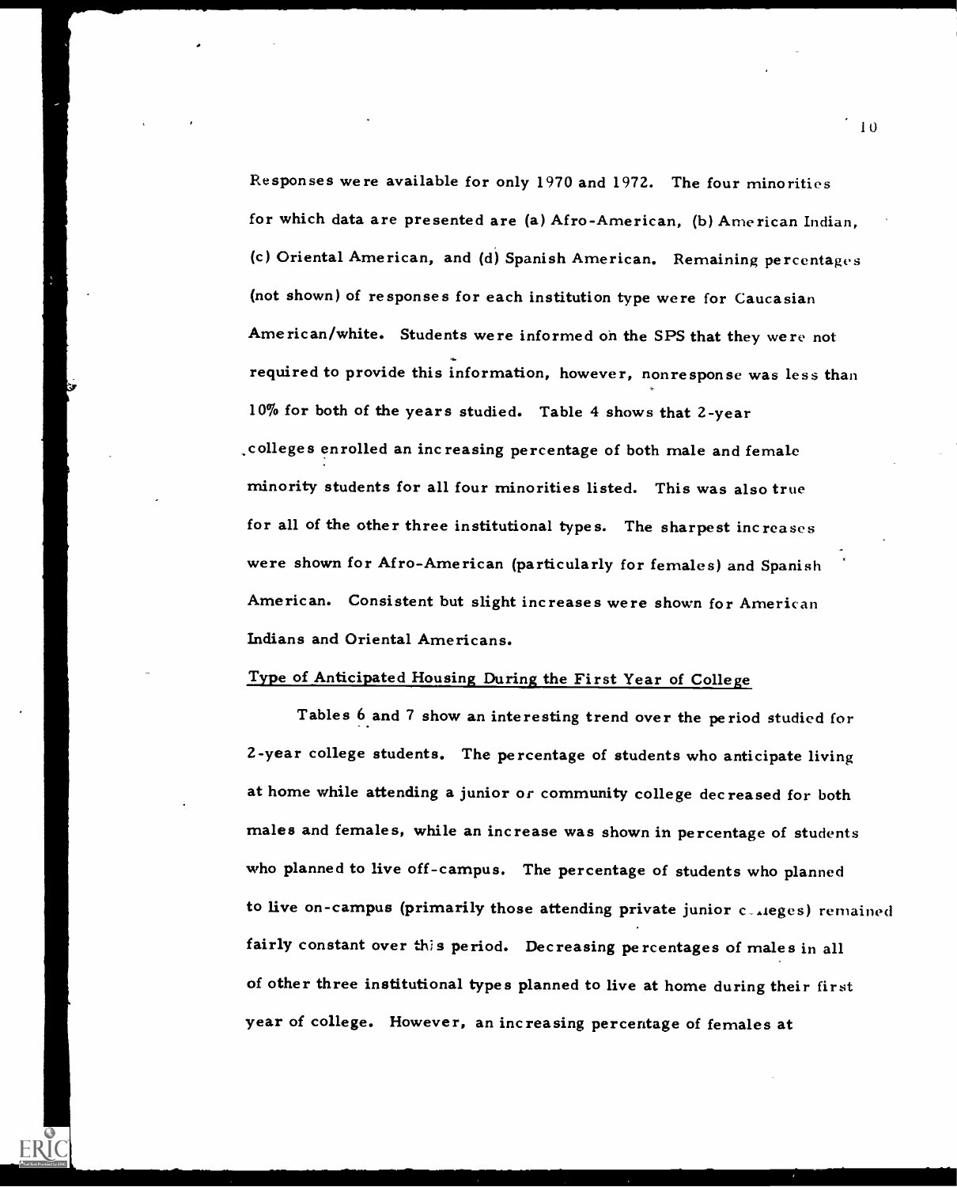Responses were available for only 1970 and 1972. The four minorities for which data are presented are (a) Afro-American, (b) American Indian, (c) Oriental American, and (d) Spanish American. Remaining percentages (not shown) of responses for each institution type were for Caucasian American/white. Students were informed on the SPS that they were not required to provide this information, however, nonresponse was less than 10% for both of the years studied. Table 4 shows that 2-year colleges enrolled an increasing percentage of both male and female minority students for all four minorities listed. This was also true for all of the other three institutional types. The sharpest increases were shown for Afro-American (particularly for females) and Spanish American. Consistent but slight increases were shown for American Indians and Oriental Americans.

Type of Anticipated Housing During the First Year of College

Tables 6 and 7 show an interesting trend over the period studied for 2-year college students. The percentage of students who anticipate living at home while attending a junior or community college decreased for both males and females, while an increase was shown in percentage of students who planned to live off-campus. The percentage of students who planned to live on-campus (primarily those attending private junior colleges) remained fairly constant over this period. Decreasing percentages of males in all of other three institutional types planned to live at home during their first year of college. However, an increasing percentage of females at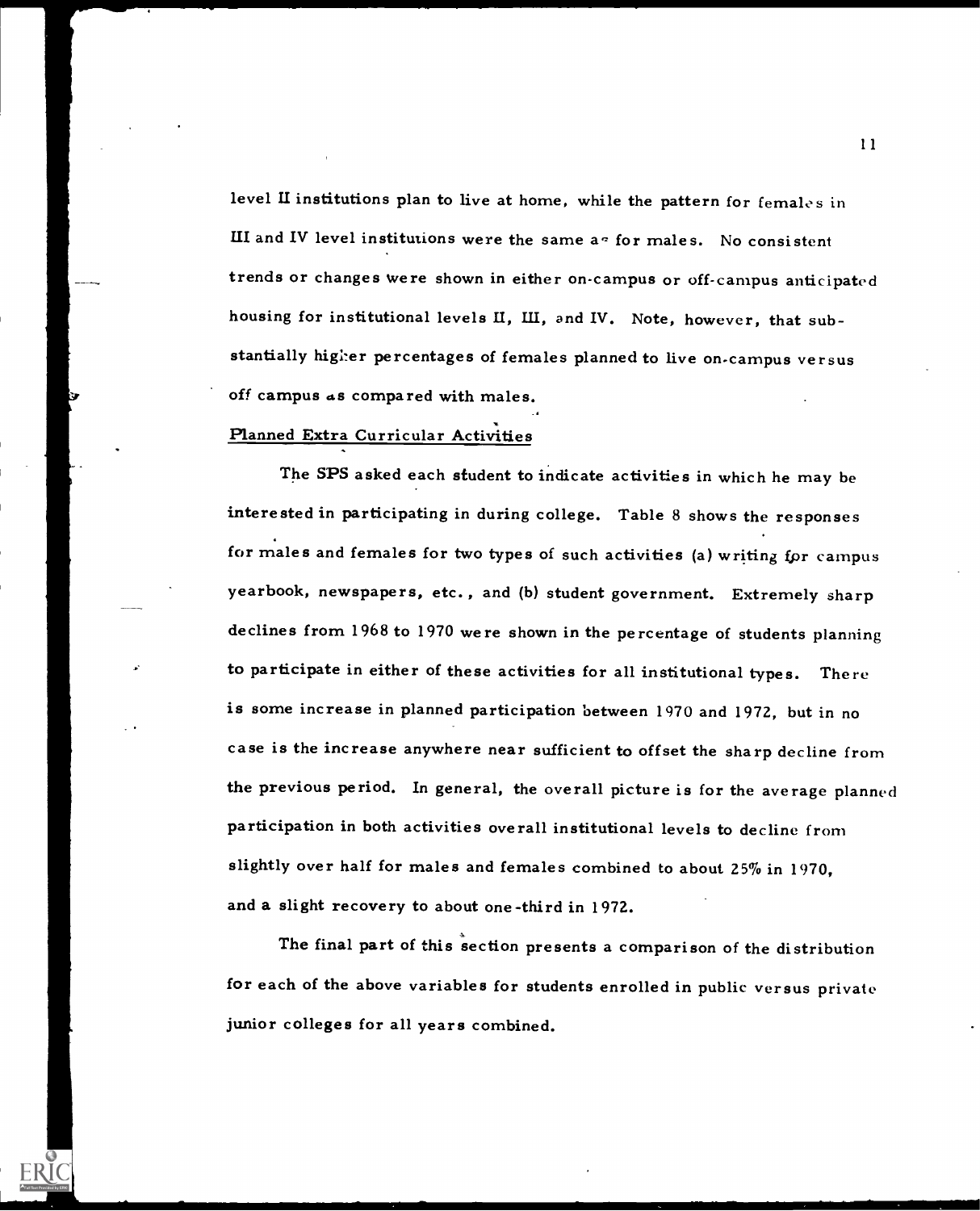level II institutions plan to live at home, while the pattern for females in III and IV level institutions were the same as for males. No consistent trends or changes were shown in either on-campus or off-campus anticipated housing for institutional levels II, III, and IV. Note, however, that substantially higher percentages of females planned to live on-campus versus off campus as compared with males.

## Planned Extra Curricular Activities

The SPS asked each student to indicate activities in which he may be interested in participating in during college. Table 8 shows the responses for males and females for two types of such activities (a) writing for campus yearbook, newspapers, etc., and (b) student government. Extremely sharp declines from 1968 to 1970 were shown in the percentage of students planning to participate in either of these activities for all institutional types. There is some increase in planned participation between 1970 and 1972, but in no case is the increase anywhere near sufficient to offset the sharp decline from the previous period. In general, the overall picture is for the average planned participation in both activities overall institutional levels to decline from slightly over half for males and females combined to about 25% in 1970, and a slight recovery to about one-third in 1972.

The final part of this section presents a comparison of the distribution for each of the above variables for students enrolled in public versus private junior colleges for all years combined.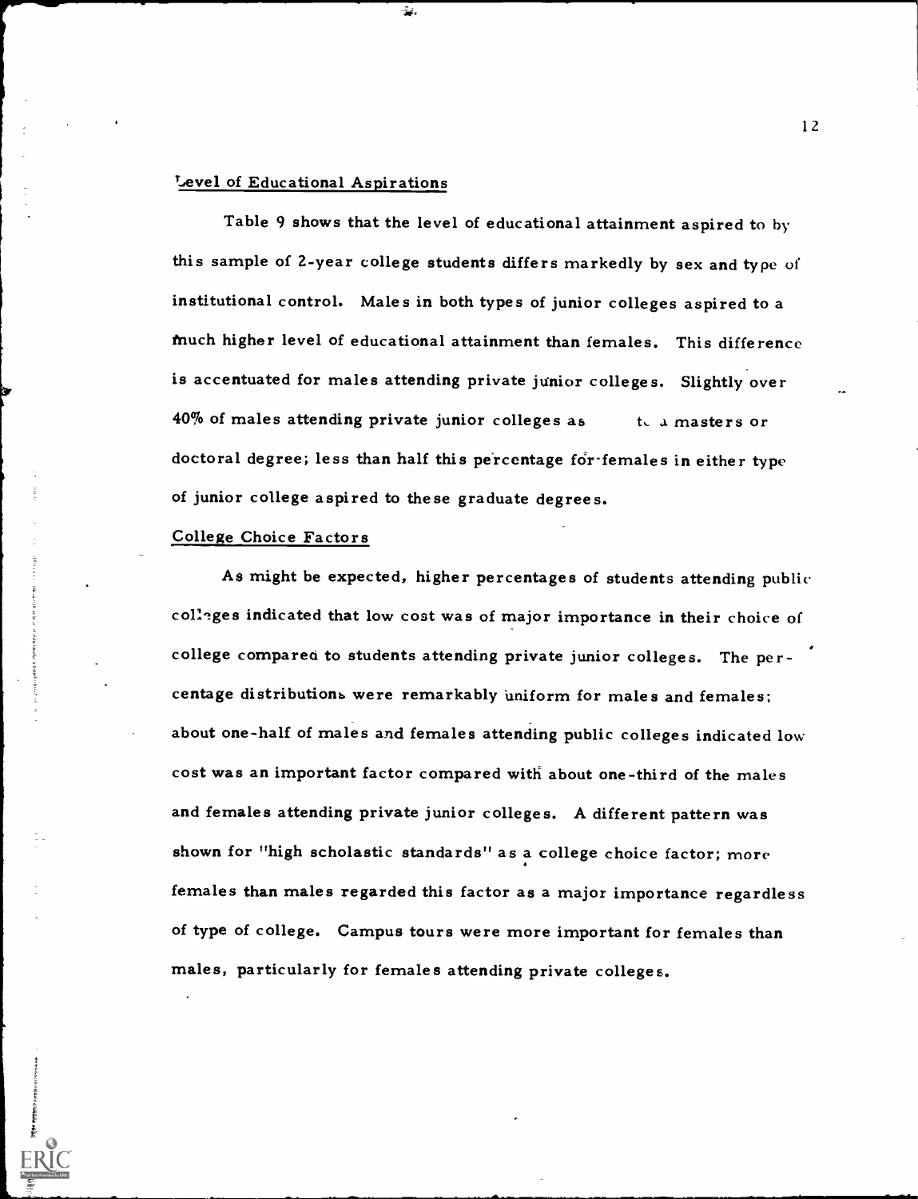## Level of Educational Aspirations

Table 9 shows that the level of educational attainment aspired to by this sample of 2-year college students differs markedly by sex and type of institutional control. Males in both types of junior colleges aspired to a much higher level of educational attainment than females. This difference is accentuated for males attending private junior colleges. Slightly over 40% of males attending private junior colleges as  to a masters or doctoral degree; less than half this percentage for females in either type of junior college aspired to these graduate degrees.

## College Choice Factors

As might be expected, higher percentages of students attending public colleges indicated that low cost was of major importance in their choice of college compared to students attending private junior colleges. The percentage distributions were remarkably uniform for males and females; about one-half of males and females attending public colleges indicated low cost was an important factor compared with about one-third of the males and females attending private junior colleges. A different pattern was shown for "high scholastic standards" as a college choice factor; more females than males regarded this factor as a major importance regardless of type of college. Campus tours were more important for females than males, particularly for females attending private colleges.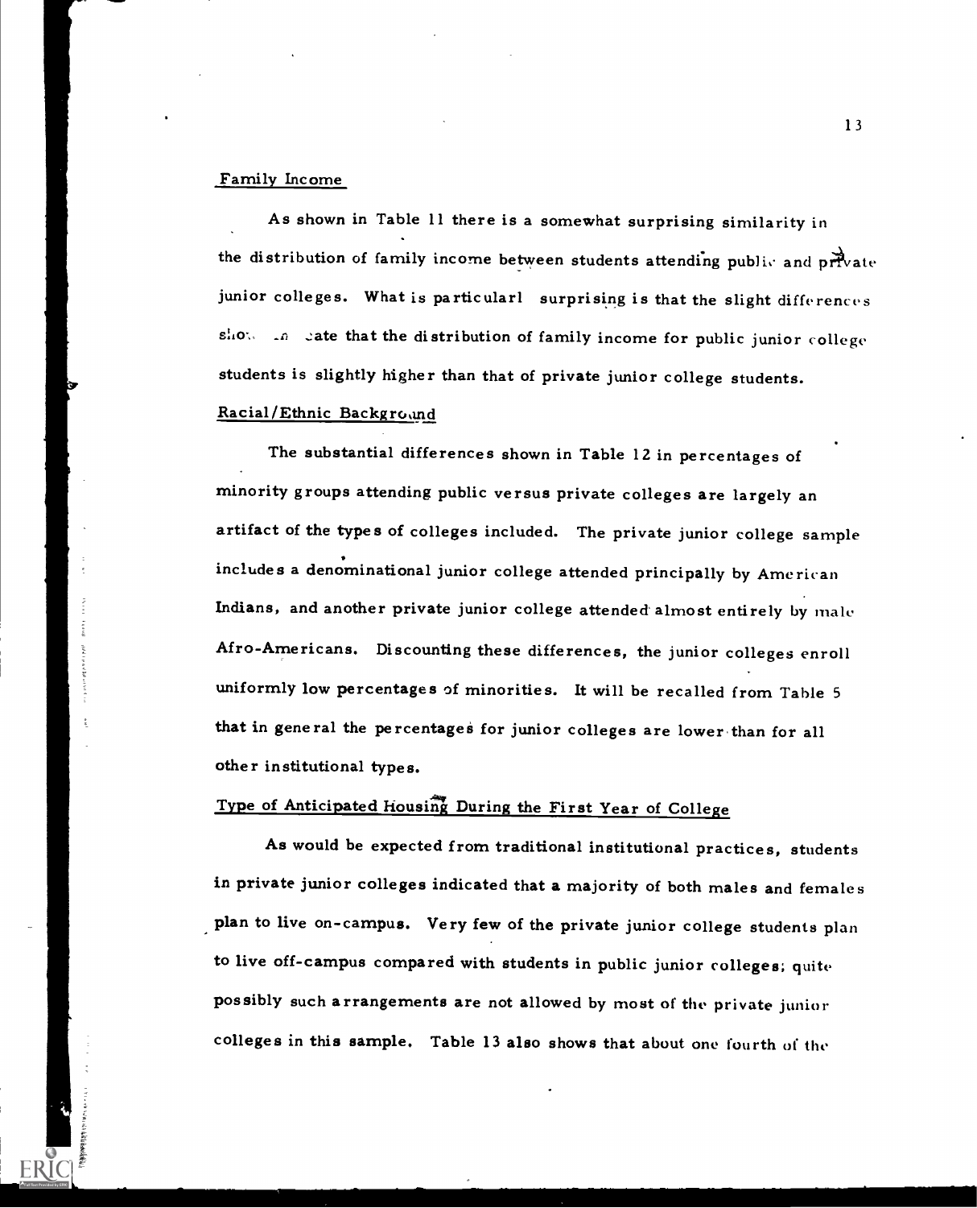## Family Income

As shown in Table 11 there is a somewhat surprising similarity in the distribution of family income between students attending public and private junior colleges. What is particularl surprising is that the slight differences shown indicate that the distribution of family income for public junior college students is slightly higher than that of private junior college students.

## Racial/Ethnic Background

The substantial differences shown in Table 12 in percentages of minority groups attending public versus private colleges are largely an artifact of the types of colleges included. The private junior college sample includes a denominational junior college attended principally by American Indians, and another private junior college attended almost entirely by male Afro-Americans. Discounting these differences, the junior colleges enroll uniformly low percentages of minorities. It will be recalled from Table 5 that in general the percentages for junior colleges are lower than for all other institutional types.

## Type of Anticipated Housing During the First Year of College

As would be expected from traditional institutional practices, students in private junior colleges indicated that a majority of both males and females plan to live on-campus. Very few of the private junior college students plan to live off-campus compared with students in public junior colleges; quite possibly such arrangements are not allowed by most of the private junior colleges in this sample. Table 13 also shows that about one fourth of the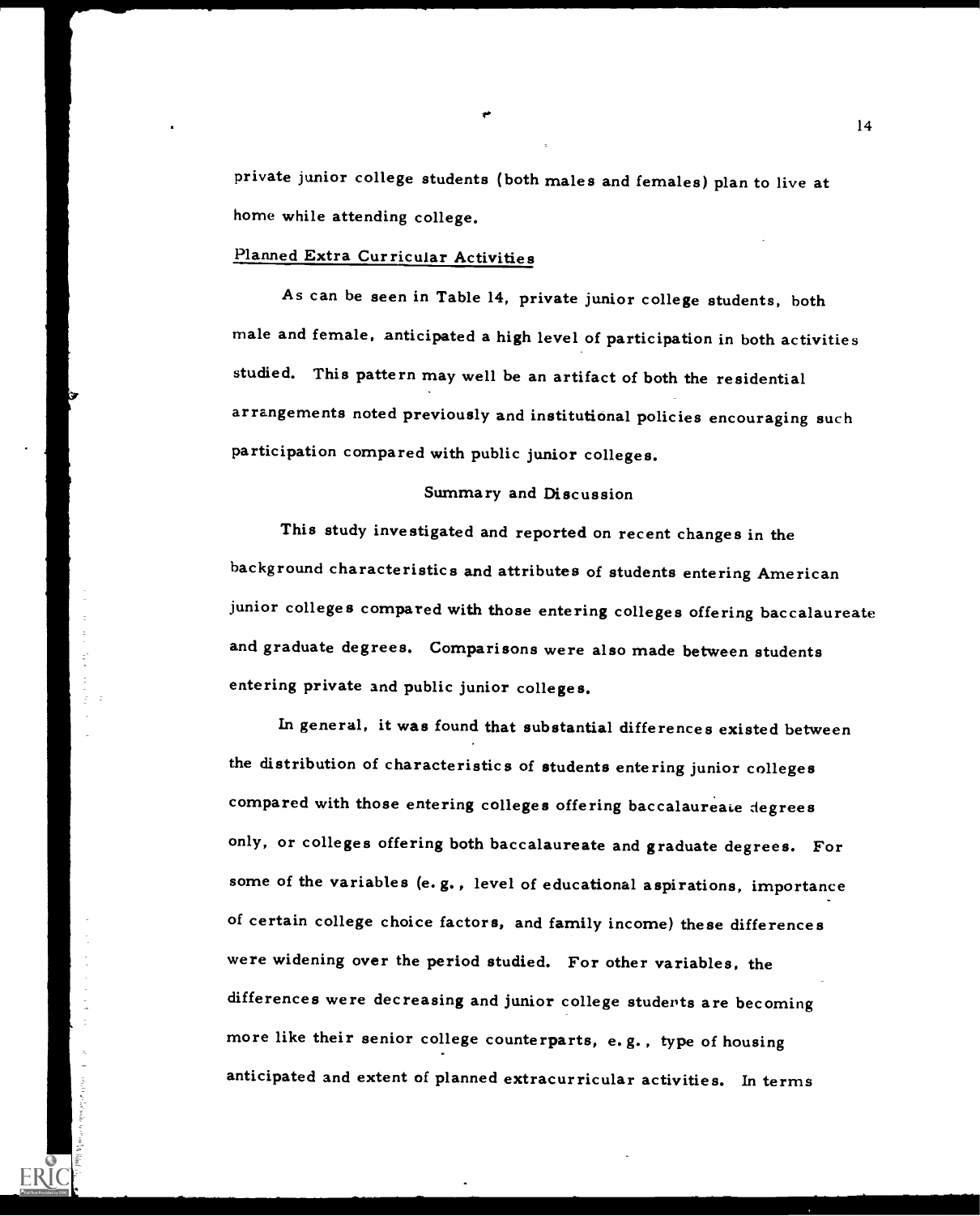private junior college students (both males and females) plan to live at home while attending college.

Planned Extra Curricular Activities

As can be seen in Table 14, private junior college students, both male and female, anticipated a high level of participation in both activities studied. This pattern may well be an artifact of both the residential arrangements noted previously and institutional policies encouraging such participation compared with public junior colleges.

## Summary and Discussion

This study investigated and reported on recent changes in the background characteristics and attributes of students entering American junior colleges compared with those entering colleges offering baccalaureate and graduate degrees. Comparisons were also made between students entering private and public junior colleges.

In general, it was found that substantial differences existed between the distribution of characteristics of students entering junior colleges compared with those entering colleges offering baccalaureate degrees only, or colleges offering both baccalaureate and graduate degrees. For some of the variables (e.g., level of educational aspirations, importance of certain college choice factors, and family income) these differences were widening over the period studied. For other variables, the differences were decreasing and junior college students are becoming more like their senior college counterparts, e.g., type of housing anticipated and extent of planned extracurricular activities. In terms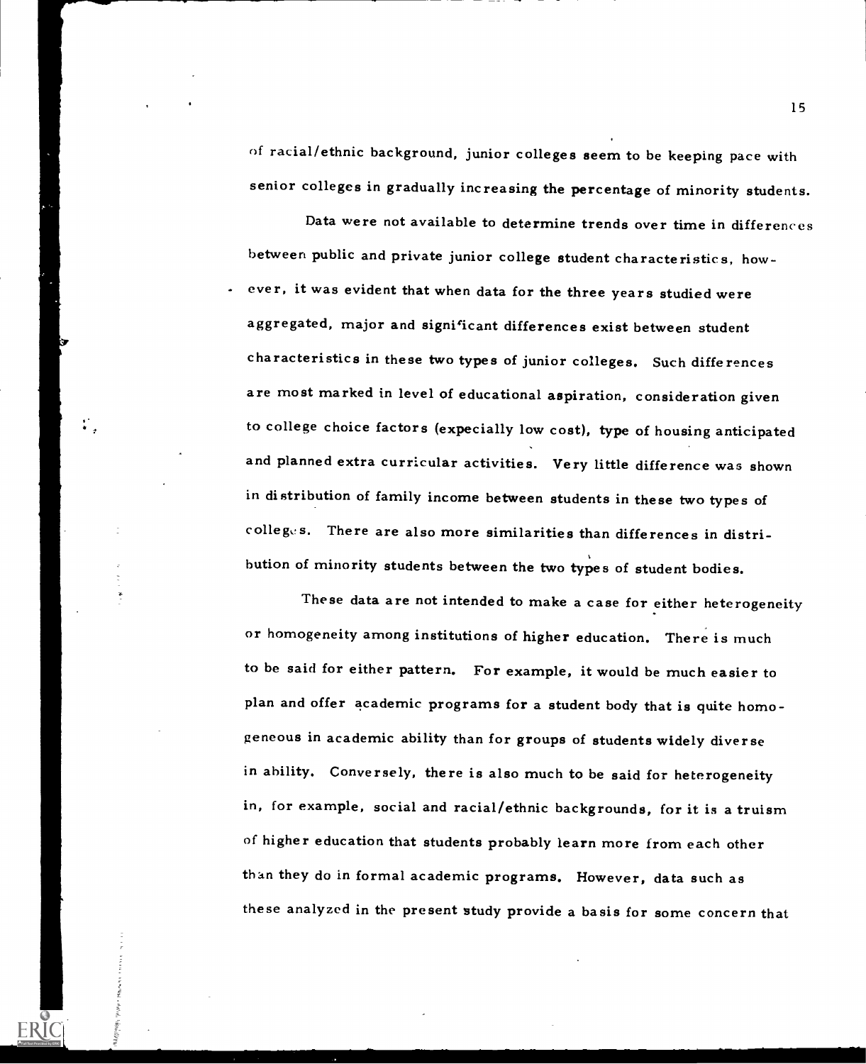of racial/ethnic background, junior colleges seem to be keeping pace with senior colleges in gradually increasing the percentage of minority students.

Data were not available to determine trends over time in differences between public and private junior college student characteristics, however, it was evident that when data for the three years studied were aggregated, major and significant differences exist between student characteristics in these two types of junior colleges. Such differences are most marked in level of educational aspiration, consideration given to college choice factors (expecially low cost), type of housing anticipated and planned extra curricular activities. Very little difference was shown in distribution of family income between students in these two types of colleges. There are also more similarities than differences in distribution of minority students between the two types of student bodies.

These data are not intended to make a case for either heterogeneity or homogeneity among institutions of higher education. There is much to be said for either pattern. For example, it would be much easier to plan and offer academic programs for a student body that is quite homogeneous in academic ability than for groups of students widely diverse in ability. Conversely, there is also much to be said for heterogeneity in, for example, social and racial/ethnic backgrounds, for it is a truism of higher education that students probably learn more from each other than they do in formal academic programs. However, data such as these analyzed in the present study provide a basis for some concern that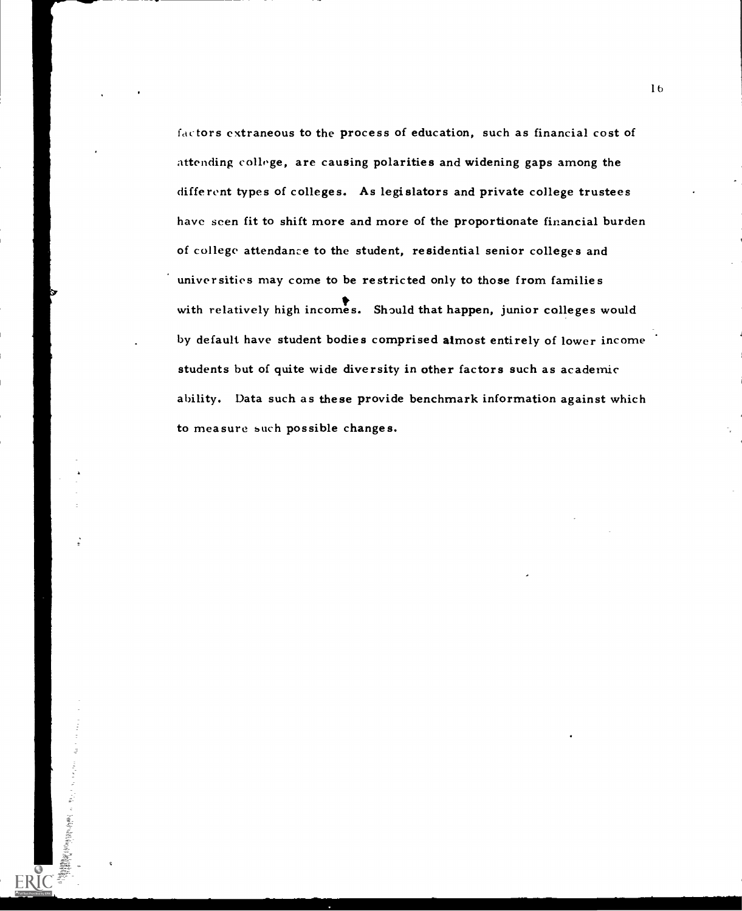factors extraneous to the process of education, such as financial cost of attending college, are causing polarities and widening gaps among the different types of colleges. As legislators and private college trustees have seen fit to shift more and more of the proportionate financial burden of college attendance to the student, residential senior colleges and universities may come to be restricted only to those from families with relatively high incomes. Should that happen, junior colleges would by default have student bodies comprised almost entirely of lower income students but of quite wide diversity in other factors such as academic ability. Data such as these provide benchmark information against which to measure such possible changes.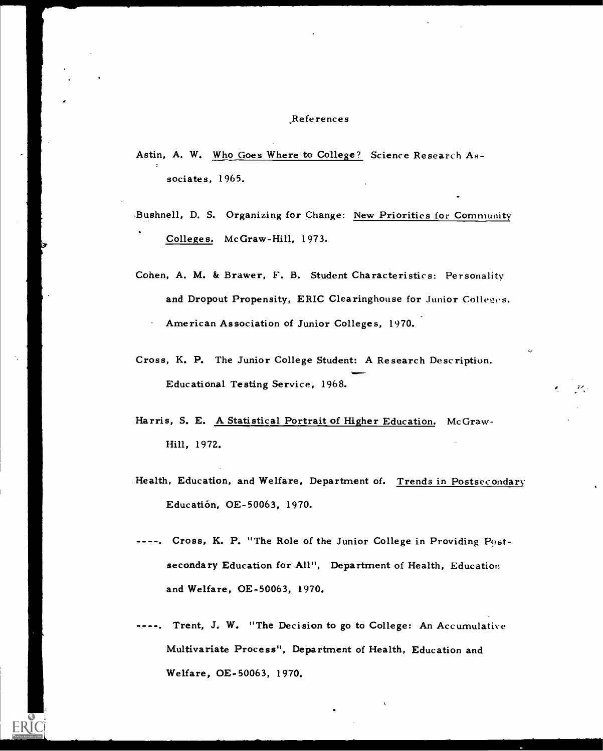# References

Astin, A. W. Who Goes Where to College? Science Research Associates, 1965.

Bushnell, D. S. Organizing for Change: New Priorities for Community Colleges. McGraw-Hill, 1973.

Cohen, A. M. & Brawer, F. B. Student Characteristics: Personality and Dropout Propensity, ERIC Clearinghouse for Junior Colleges. American Association of Junior Colleges, 1970.

Cross, K. P. The Junior College Student: A Research Description. Educational Testing Service, 1968.

Harris, S. E. A Statistical Portrait of Higher Education. McGraw-Hill, 1972.

Health, Education, and Welfare, Department of. Trends in Postsecondary Education, OE-50063, 1970.

----. Cross, K. P. "The Role of the Junior College in Providing Postsecondary Education for All", Department of Health, Education and Welfare, OE-50063, 1970.

----. Trent, J. W. "The Decision to go to College: An Accumulative Multivariate Process", Department of Health, Education and Welfare, OE-50063, 1970.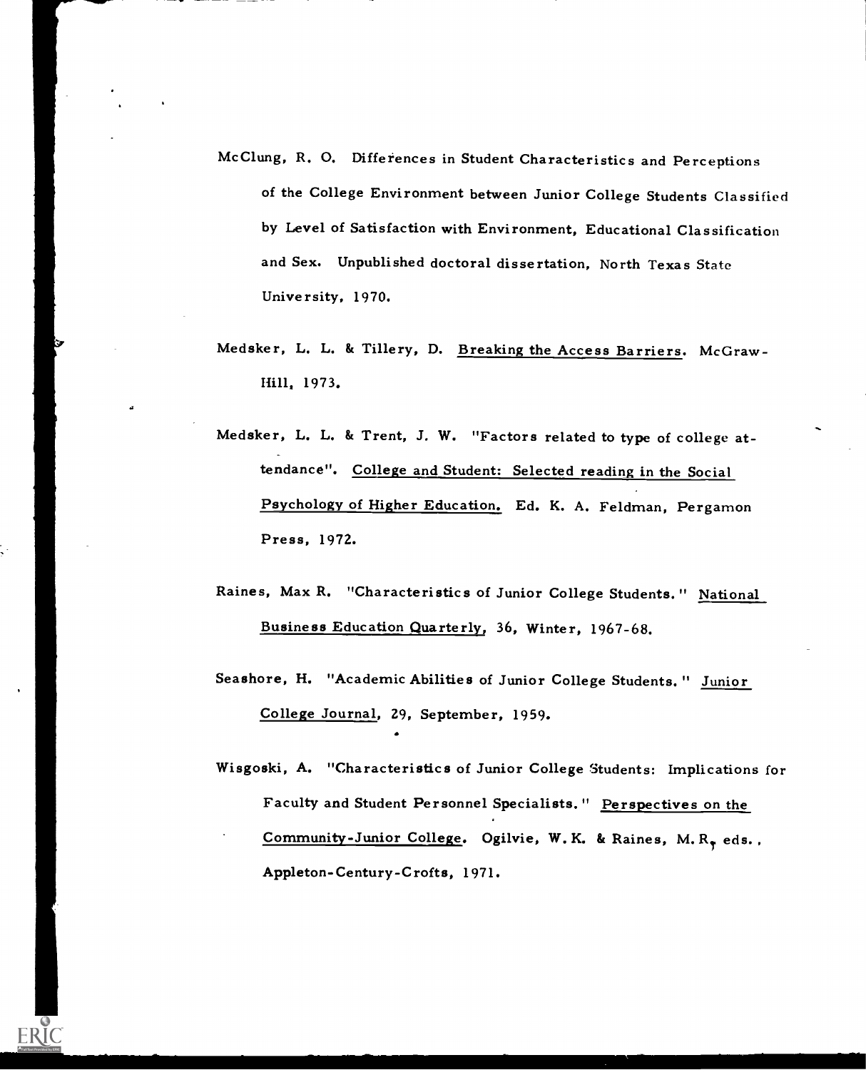McClung, R. O. Differences in Student Characteristics and Perceptions of the College Environment between Junior College Students Classified by Level of Satisfaction with Environment, Educational Classification and Sex. Unpublished doctoral dissertation, North Texas State University, 1970.

Medsker, L. L. & Tillery, D. Breaking the Access Barriers. McGraw-Hill, 1973.

Medsker, L. L. & Trent, J. W. "Factors related to type of college attendance". College and Student: Selected reading in the Social Psychology of Higher Education. Ed. K. A. Feldman, Pergamon Press, 1972.

Raines, Max R. "Characteristics of Junior College Students." National Business Education Quarterly, 36, Winter, 1967-68.

Seashore, H. "Academic Abilities of Junior College Students." Junior College Journal, 29, September, 1959.

Wisgoski, A. "Characteristics of Junior College Students: Implications for Faculty and Student Personnel Specialists." Perspectives on the Community-Junior College. Ogilvie, W. K. & Raines, M. R, eds., Appleton-Century-Crofts, 1971.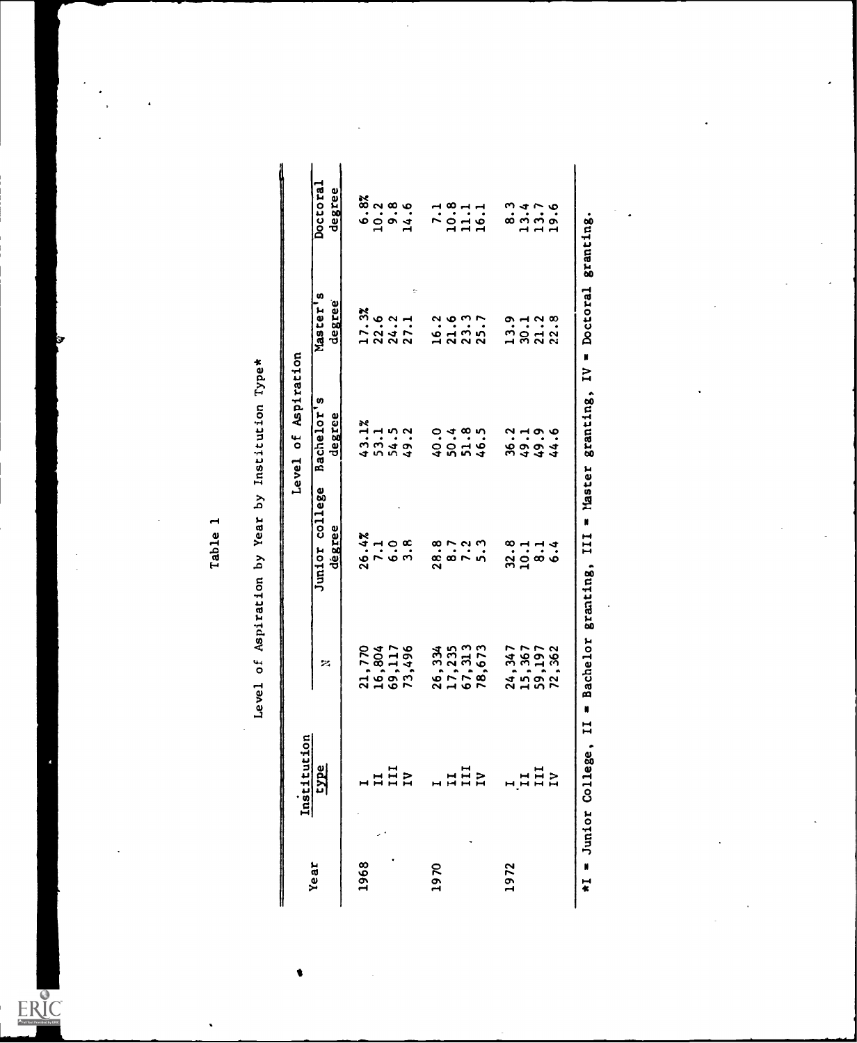Table 1

Level of Aspiration by Year by Institution Type*

| Year | Institution type | N | Level of Aspiration | | | |
|---|---|---|---|---|---|---|
| | | | Junior college degree | Bachelor's degree | Master's degree | Doctoral degree |
| 1968 | I | 21,770 | 26.4% | 43.1% | 17.3% | 6.8% |
| | II | 16,804 | 7.1 | 53.1 | 22.6 | 10.2 |
| | III | 69,117 | 6.0 | 54.5 | 24.2 | 9.8 |
| | IV | 73,496 | 3.8 | 49.2 | 27.1 | 14.6 |
| 1970 | I | 26,334 | 28.8 | 40.0 | 16.2 | 7.1 |
| | II | 17,235 | 8.7 | 50.4 | 21.6 | 10.8 |
| | III | 67,313 | 7.2 | 51.8 | 23.3 | 11.1 |
| | IV | 78,673 | 5.3 | 46.5 | 25.7 | 16.1 |
| 1972 | I | 24,347 | 32.8 | 36.2 | 13.9 | 8.3 |
| | II | 15,367 | 10.1 | 49.1 | 30.1 | 13.4 |
| | III | 59,197 | 8.1 | 49.9 | 21.2 | 13.7 |
| | IV | 72,362 | 6.4 | 44.6 | 22.8 | 19.6 |

*I = Junior College, II = Bachelor granting, III = Master granting, IV = Doctoral granting.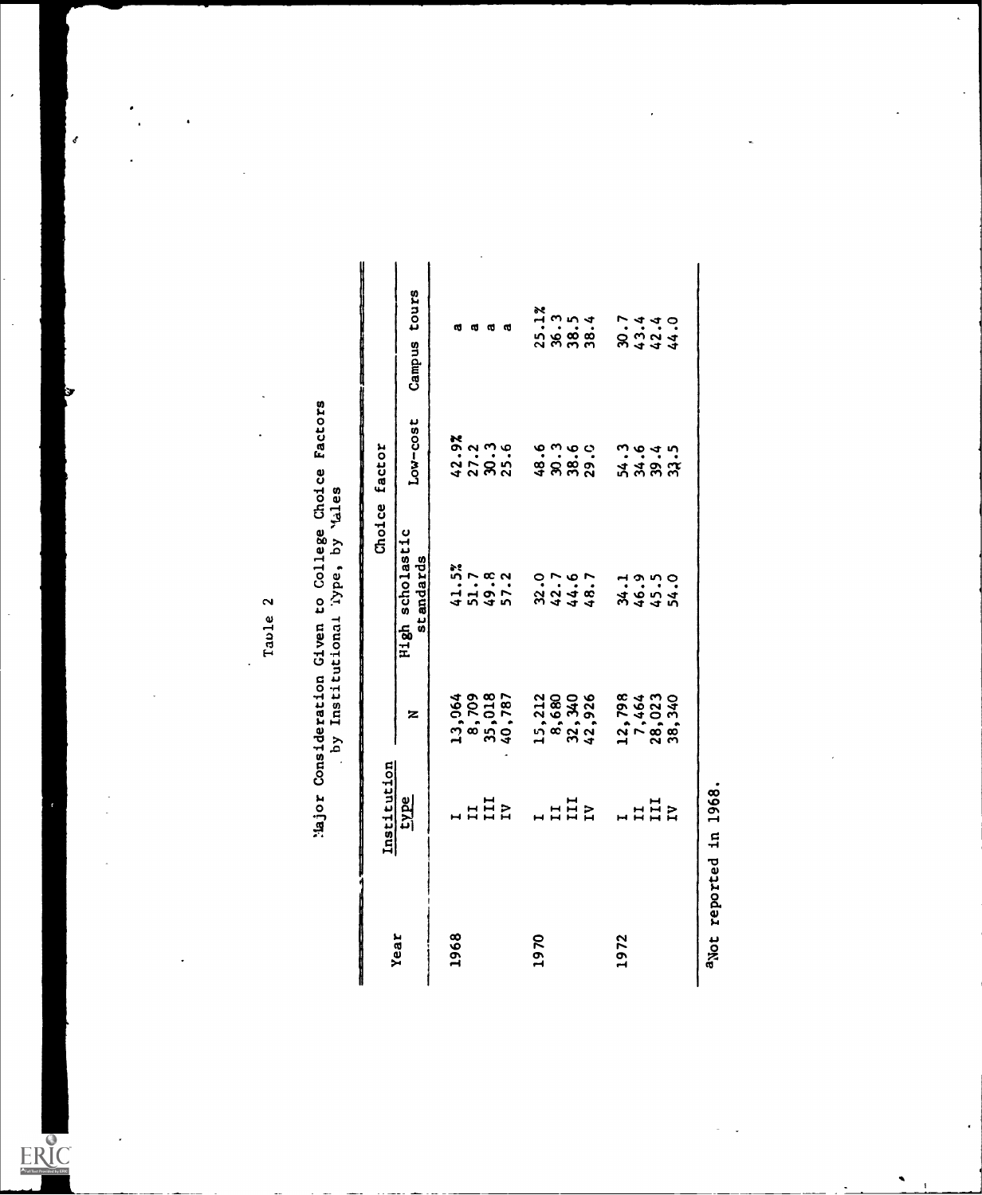Table 2

Major Consideration Given to College Choice Factors by Institutional Type, by Males

| Year | Institution type | N | Choice factor | | |
|---|---|---|---|---|---|
| | | | High scholastic standards | Low-cost | Campus tours |
| 1968 | I | 13,064 | 41.5% | 42.9% | a |
| | II | 8,709 | 51.7 | 27.2 | a |
| | III | 35,018 | 49.8 | 30.3 | a |
| | IV | 40,787 | 57.2 | 25.6 | a |
| 1970 | I | 15,212 | 32.0 | 48.6 | 25.1% |
| | II | 8,680 | 42.7 | 30.3 | 36.3 |
| | III | 32,340 | 44.6 | 38.6 | 38.5 |
| | IV | 42,926 | 48.7 | 29.0 | 38.4 |
| 1972 | I | 12,798 | 34.1 | 54.3 | 30.7 |
| | II | 7,464 | 46.9 | 34.6 | 43.4 |
| | III | 28,023 | 45.5 | 39.4 | 42.4 |
| | IV | 38,340 | 54.0 | 33.5 | 44.0 |

[a]Not reported in 1968.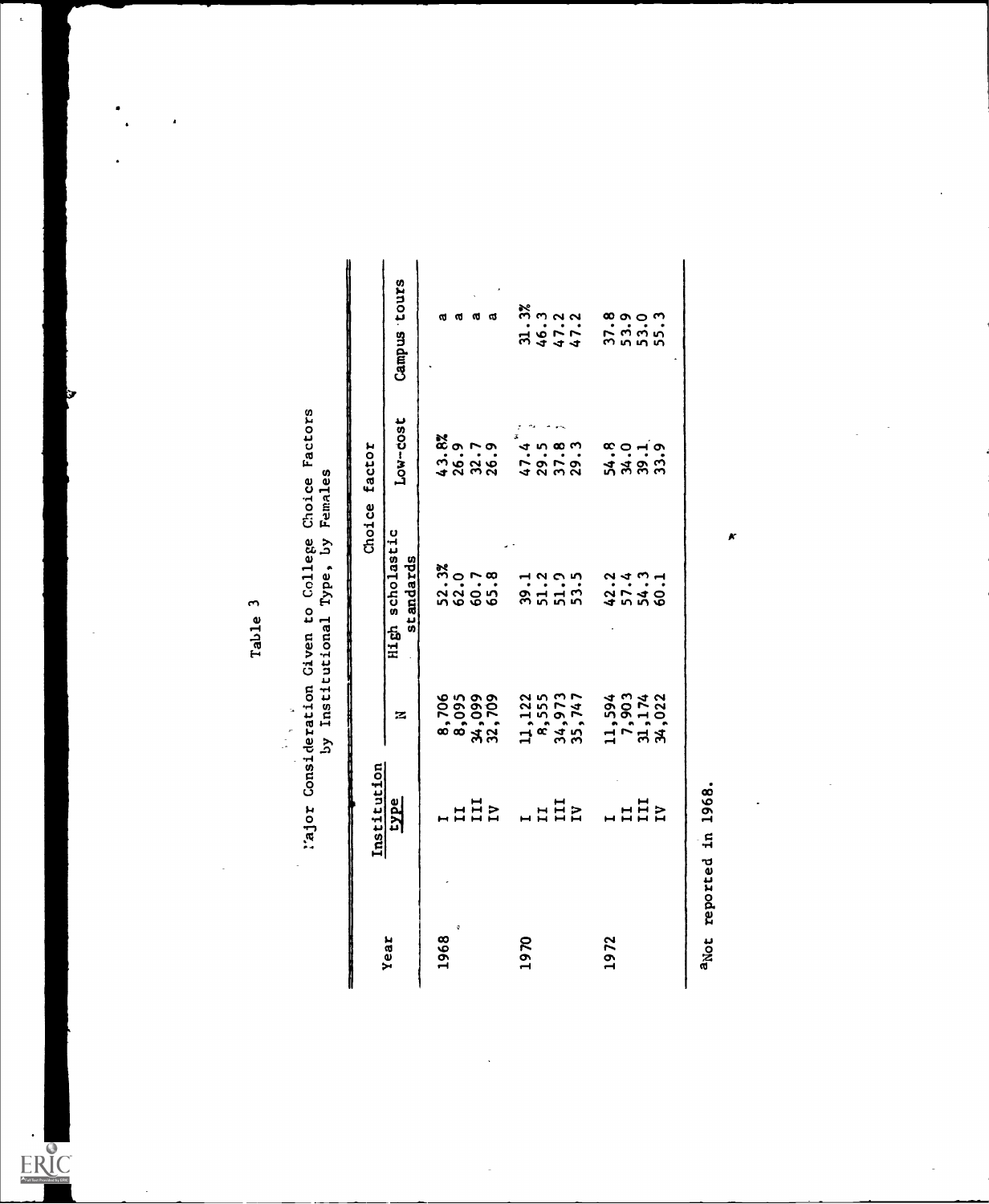Table 3

Major Consideration Given to College Choice Factors by Institutional Type, by Females

| Year | Institution type | N | Choice factor | | |
|---|---|---|---|---|---|
| | | | High scholastic standards | Low-cost | Campus tours |
| 1968 | I | 8,706 | 52.3% | 43.8% | a |
| | II | 8,095 | 62.0 | 26.9 | a |
| | III | 34,099 | 60.7 | 32.7 | a |
| | IV | 32,709 | 65.8 | 26.9 | a |
| 1970 | I | 11,122 | 39.1 | 47.4 | 31.3% |
| | II | 8,555 | 51.2 | 29.5 | 46.3 |
| | III | 34,973 | 51.9 | 37.8 | 47.2 |
| | IV | 35,747 | 53.5 | 29.3 | 47.2 |
| 1972 | I | 11,594 | 42.2 | 54.8 | 37.8 |
| | II | 7,903 | 57.4 | 34.0 | 53.9 |
| | III | 31,174 | 54.3 | 39.1 | 53.0 |
| | IV | 34,022 | 60.1 | 33.9 | 55.3 |

[a]Not reported in 1968.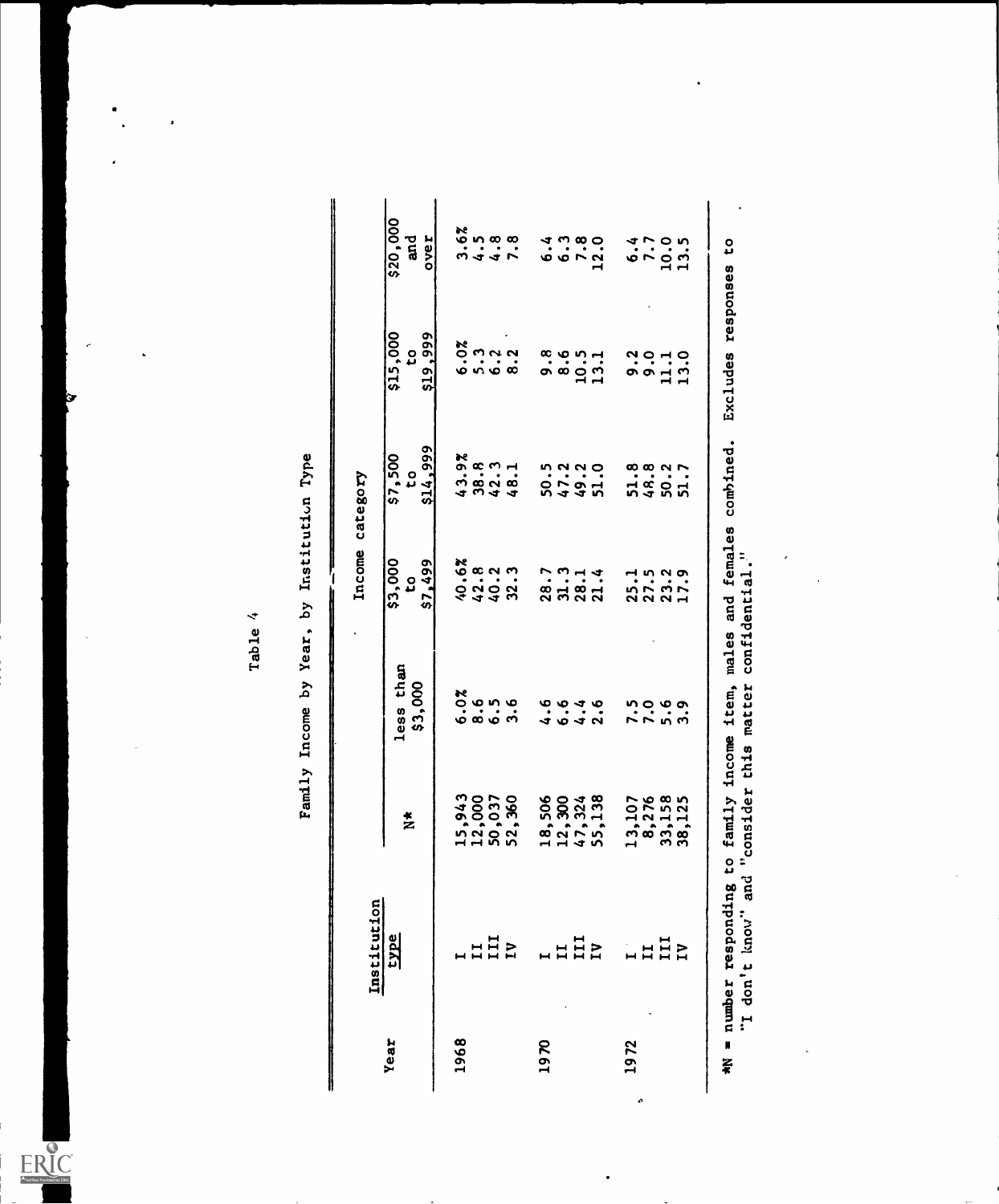Table 4

Family Income by Year, by Institution Type

| Year | Institution type | N* | less than $3,000 | $3,000 to $7,499 | $7,500 to $14,999 | $15,000 to $19,999 | $20,000 and over |
|---|---|---|---|---|---|---|---|
| | | | Income category | | | | |
| 1968 | I | 15,943 | 6.0% | 40.6% | 43.9% | 6.0% | 3.6% |
| | II | 12,000 | 8.6 | 42.8 | 38.8 | 5.3 | 4.5 |
| | III | 50,037 | 6.5 | 40.2 | 42.3 | 6.2 | 4.8 |
| | IV | 52,360 | 3.6 | 32.3 | 48.1 | 8.2 | 7.8 |
| 1970 | I | 18,506 | 4.6 | 28.7 | 50.5 | 9.8 | 6.4 |
| | II | 12,300 | 6.6 | 31.3 | 47.2 | 8.6 | 6.3 |
| | III | 47,324 | 4.4 | 28.1 | 49.2 | 10.5 | 7.8 |
| | IV | 55,138 | 2.6 | 21.4 | 51.0 | 13.1 | 12.0 |
| 1972 | I | 13,107 | 7.5 | 25.1 | 51.8 | 9.2 | 6.4 |
| | II | 8,276 | 7.0 | 27.5 | 48.8 | 9.0 | 7.7 |
| | III | 33,158 | 5.6 | 23.2 | 50.2 | 11.1 | 10.0 |
| | IV | 38,125 | 3.9 | 17.9 | 51.7 | 13.0 | 13.5 |

*N = number responding to family income item, males and females combined. Excludes responses to "I don't know" and "consider this matter confidential."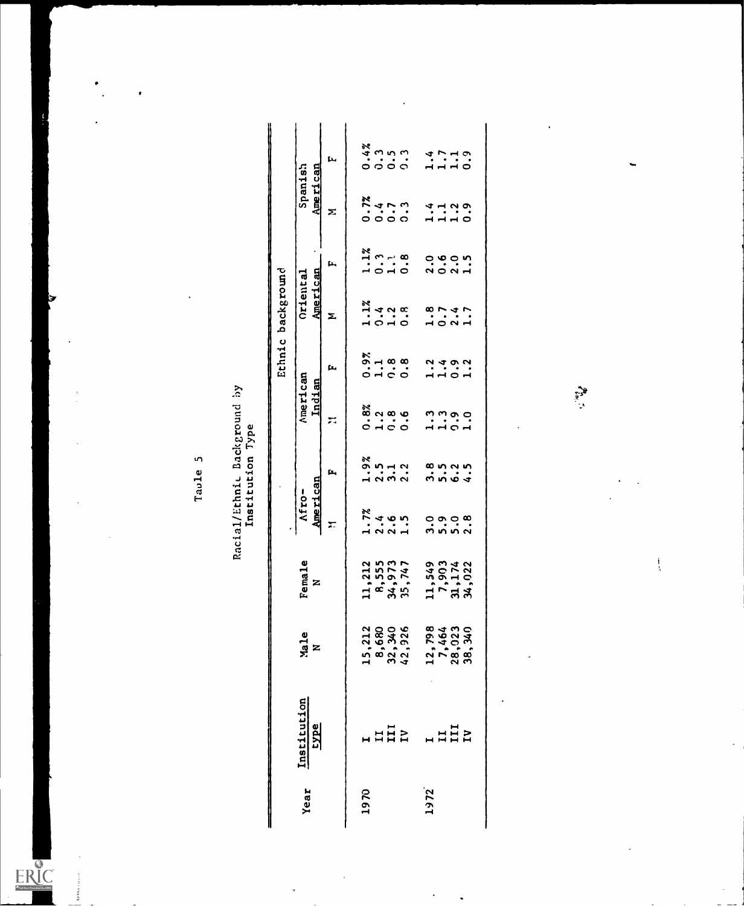Table 5

Racial/Ethnic Background by Institution Type

| Year | Institution type | Male N | Female N | Ethnic background | | | | | | | |
|---|---|---|---|---|---|---|---|---|---|---|---|
| | | | | Afro-American | | American Indian | | Oriental American | | Spanish American | |
| | | | | M | F | M | F | M | F | M | F |
| 1970 | I | 15,212 | 11,212 | 1.7% | 1.9% | 0.8% | 0.9% | 1.1% | 1.1% | 0.7% | 0.4% |
| | II | 8,680 | 8,555 | 2.4 | 2.5 | 1.2 | 1.1 | 0.4 | 0.3 | 0.4 | 0.3 |
| | III | 32,340 | 34,973 | 2.6 | 3.1 | 0.8 | 0.8 | 1.2 | 1.1 | 0.7 | 0.5 |
| | IV | 42,926 | 35,747 | 1.5 | 2.2 | 0.6 | 0.8 | 0.8 | 0.8 | 0.3 | 0.3 |
| 1972 | I | 12,798 | 11,549 | 3.0 | 3.8 | 1.3 | 1.2 | 1.8 | 2.0 | 1.4 | 1.4 |
| | II | 7,464 | 7,903 | 5.9 | 5.5 | 1.3 | 1.4 | 0.7 | 0.6 | 1.1 | 1.7 |
| | III | 28,023 | 31,174 | 5.0 | 6.2 | 0.9 | 0.9 | 2.4 | 2.0 | 1.2 | 1.1 |
| | IV | 38,340 | 34,022 | 2.8 | 4.5 | 1.0 | 1.2 | 1.7 | 1.5 | 0.9 | 0.9 |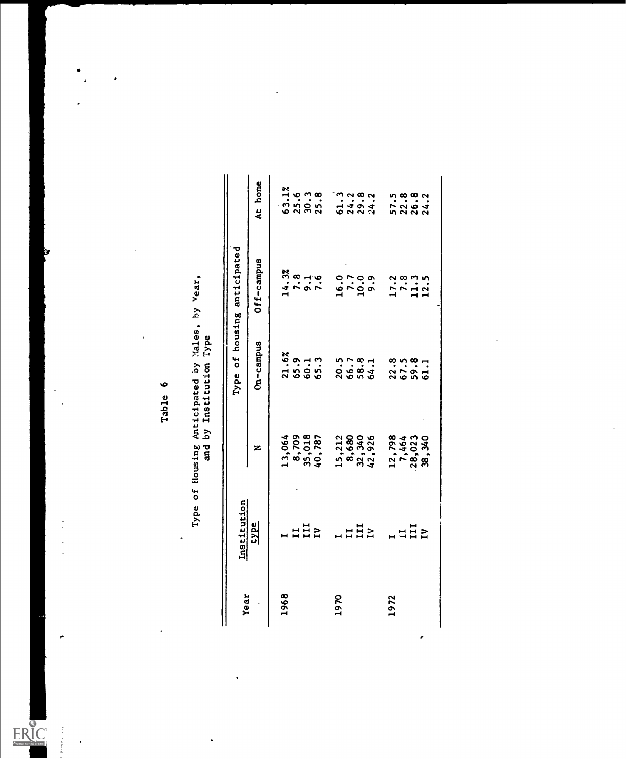# Table 6

Type of Housing Anticipated by Males, by Year, and by Institution Type

| Year | Institution type | N | Type of housing anticipated | | |
|---|---|---|---|---|---|
| | | | On-campus | Off-campus | At home |
| 1968 | I | 13,064 | 21.6% | 14.3% | 63.1% |
| | II | 8,709 | 65.9 | 7.8 | 25.6 |
| | III | 35,018 | 60.1 | 9.1 | 30.3 |
| | IV | 40,787 | 65.3 | 7.6 | 25.8 |
| 1970 | I | 15,212 | 20.5 | 16.0 | 61.3 |
| | II | 8,680 | 66.7 | 7.7 | 24.2 |
| | III | 32,340 | 58.8 | 10.0 | 29.8 |
| | IV | 42,926 | 64.1 | 9.9 | 24.2 |
| 1972 | I | 12,798 | 22.8 | 17.2 | 57.5 |
| | II | 7,464 | 67.5 | 7.8 | 22.8 |
| | III | 28,023 | 59.8 | 11.3 | 26.8 |
| | IV | 38,340 | 61.1 | 12.5 | 24.2 |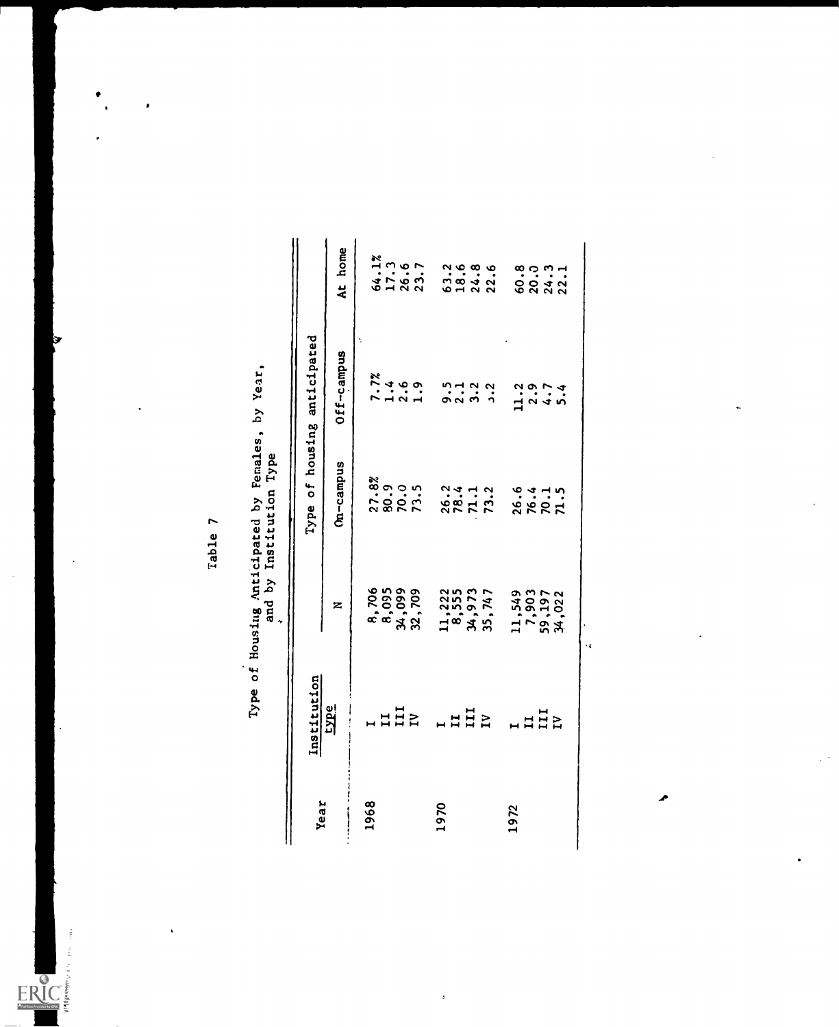Table 7

Type of Housing Anticipated by Females, by Year, and by Institution Type

| Year | Institution type | N | Type of housing anticipated | | |
|---|---|---|---|---|---|
| | | | On-campus | Off-campus | At home |
| 1968 | I | 8,706 | 27.8% | 7.7% | 64.1% |
| | II | 8,095 | 80.9 | 1.4 | 17.3 |
| | III | 34,099 | 70.0 | 2.6 | 26.6 |
| | IV | 32,709 | 73.5 | 1.9 | 23.7 |
| 1970 | I | 11,222 | 26.2 | 9.5 | 63.2 |
| | II | 8,555 | 78.4 | 2.1 | 18.6 |
| | III | 34,973 | 71.1 | 3.2 | 24.8 |
| | IV | 35,747 | 73.2 | 3.2 | 22.6 |
| 1972 | I | 11,549 | 26.6 | 11.2 | 60.8 |
| | II | 7,903 | 76.4 | 2.9 | 20.0 |
| | III | 59,197 | 70.1 | 4.7 | 24.3 |
| | IV | 34,022 | 71.5 | 5.4 | 22.1 |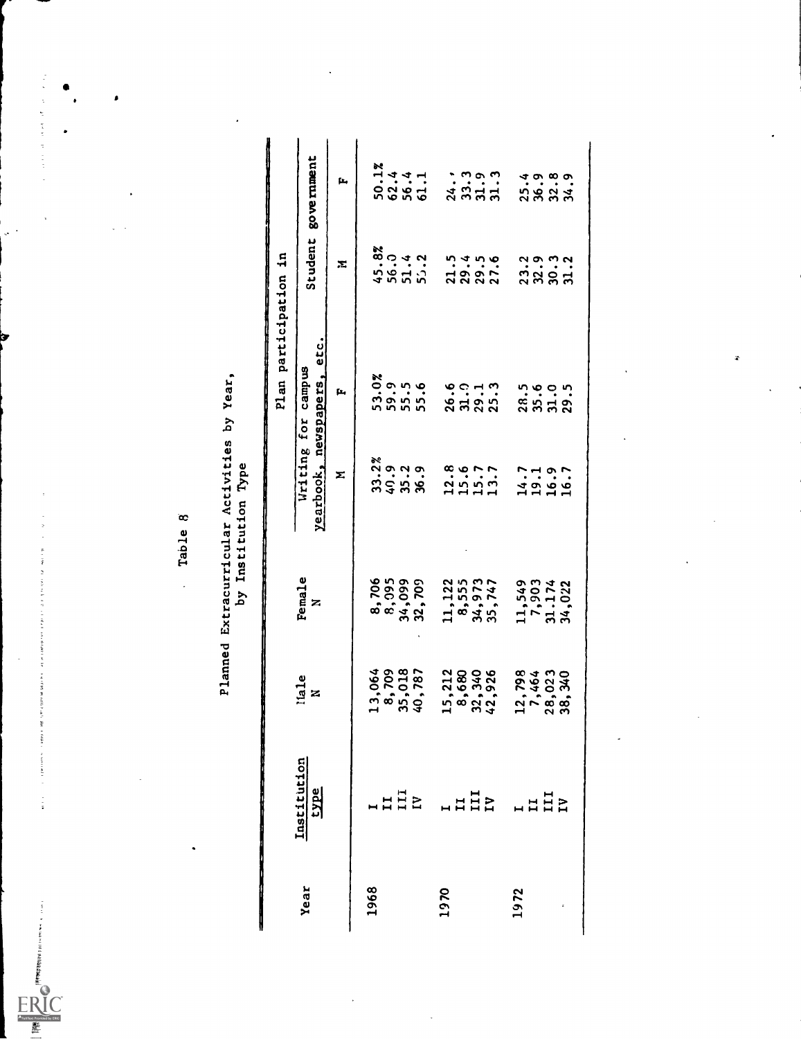Table 8

Planned Extracurricular Activities by Year, by Institution Type

| Year | Institution type | Male N | Female N | Plan participation in: Writing for campus yearbook, newspapers, etc. M | F | Student government M | F |
|---|---|---|---|---|---|---|---|
| 1968 | I | 13,064 | 8,706 | 33.2% | 53.0% | 45.8% | 50.1% |
| | II | 8,709 | 8,095 | 40.9 | 59.9 | 56.0 | 62.4 |
| | III | 35,018 | 34,099 | 35.2 | 55.5 | 51.4 | 56.4 |
| | IV | 40,787 | 32,709 | 36.9 | 55.6 | 55.2 | 61.1 |
| 1970 | I | 15,212 | 11,122 | 12.8 | 26.6 | 21.5 | 24.? |
| | II | 8,680 | 8,555 | 15.6 | 31.0 | 29.4 | 33.3 |
| | III | 32,340 | 34,973 | 15.7 | 29.1 | 29.5 | 31.9 |
| | IV | 42,926 | 35,747 | 13.7 | 25.3 | 27.6 | 31.3 |
| 1972 | I | 12,798 | 11,549 | 14.7 | 28.5 | 23.2 | 25.4 |
| | II | 7,464 | 7,903 | 19.1 | 35.6 | 32.9 | 36.9 |
| | III | 28,023 | 31.174 | 16.9 | 31.0 | 30.3 | 32.8 |
| | IV | 38,340 | 34,022 | 16.7 | 29.5 | 31.2 | 34.9 |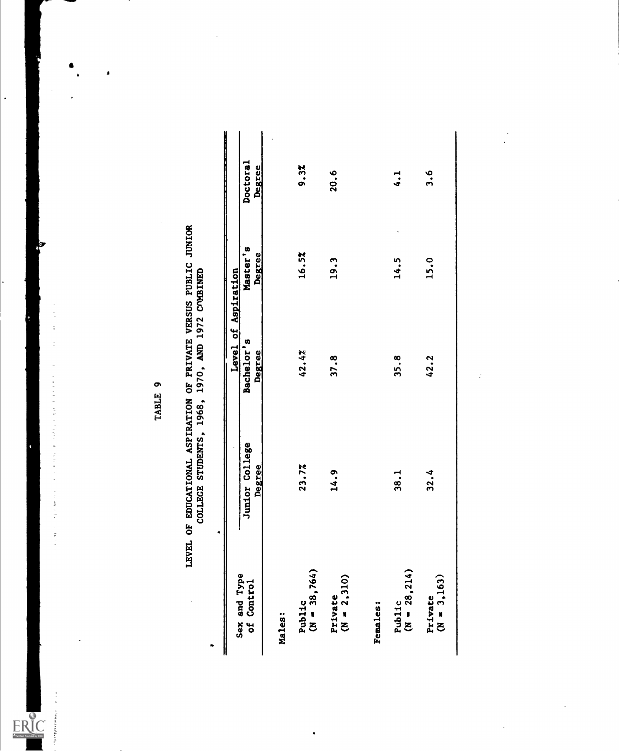TABLE 9

LEVEL OF EDUCATIONAL ASPIRATION OF PRIVATE VERSUS PUBLIC JUNIOR COLLEGE STUDENTS, 1968, 1970, AND 1972 COMBINED

| Sex and Type of Control | Level of Aspiration | | | |
|---|---|---|---|---|
| | Junior College Degree | Bachelor's Degree | Master's Degree | Doctoral Degree |
| **Males:** | | | | |
| Public (N = 38,764) | 23.7% | 42.4% | 16.5% | 9.3% |
| Private (N = 2,310) | 14.9 | 37.8 | 19.3 | 20.6 |
| **Females:** | | | | |
| Public (N = 28,214) | 38.1 | 35.8 | 14.5 | 4.1 |
| Private (N = 3,163) | 32.4 | 42.2 | 15.0 | 3.6 |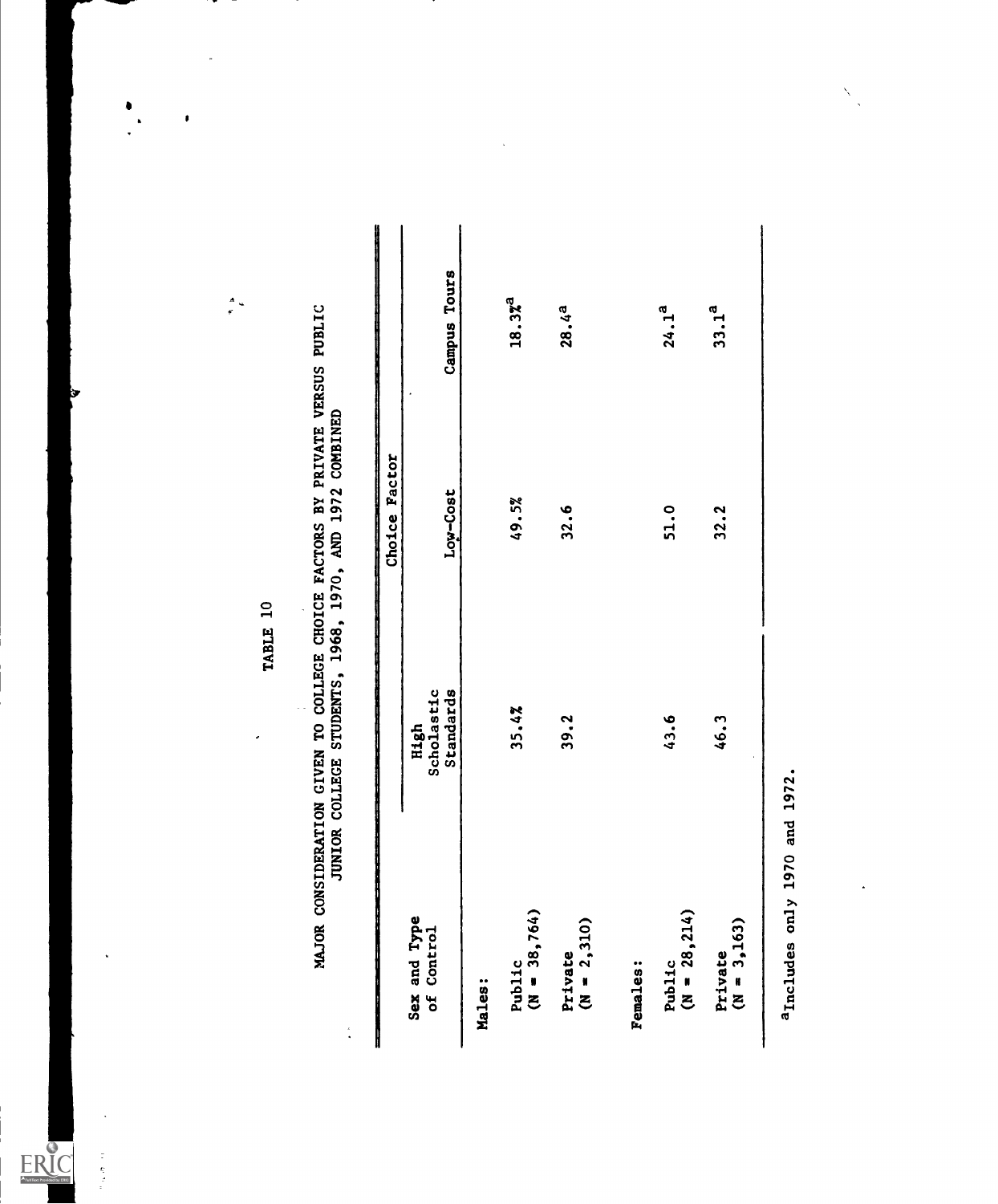TABLE 10

MAJOR CONSIDERATION GIVEN TO COLLEGE CHOICE FACTORS BY PRIVATE VERSUS PUBLIC JUNIOR COLLEGE STUDENTS, 1968, 1970, AND 1972 COMBINED

| Sex and Type of Control | Choice Factor | | |
|---|---|---|---|
| | High Scholastic Standards | Low-Cost | Campus Tours |
| **Males:** | | | |
| Public (N = 38,764) | 35.4% | 49.5% | 18.3%[a] |
| Private (N = 2,310) | 39.2 | 32.6 | 28.4[a] |
| **Females:** | | | |
| Public (N = 28,214) | 43.6 | 51.0 | 24.1[a] |
| Private (N = 3,163) | 46.3 | 32.2 | 33.1[a] |

[a]Includes only 1970 and 1972.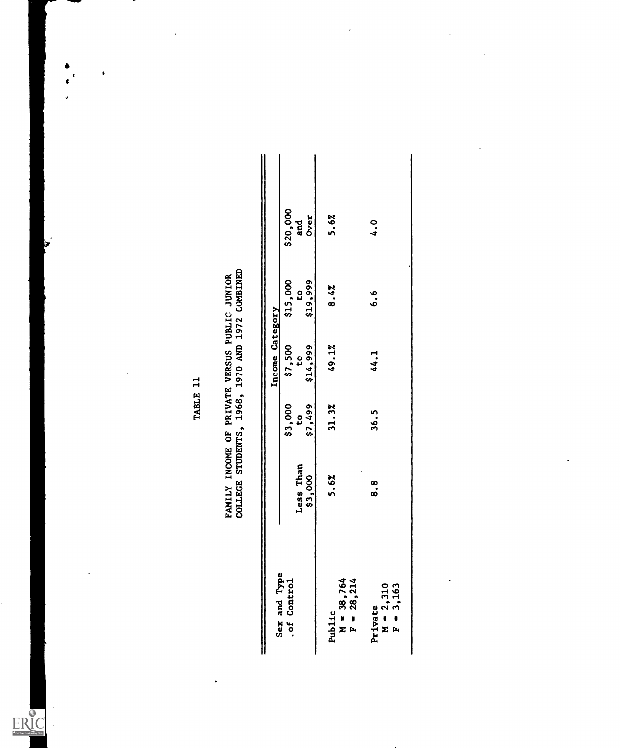TABLE 11

FAMILY INCOME OF PRIVATE VERSUS PUBLIC JUNIOR COLLEGE STUDENTS, 1968, 1970 AND 1972 COMBINED

| Sex and Type of Control | Income Category | | | | |
|---|---|---|---|---|---|
| | Less Than $3,000 | $3,000 to $7,499 | $7,500 to $14,999 | $15,000 to $19,999 | $20,000 and Over |
| Public<br>M = 38,764<br>F = 28,214 | 5.6% | 31.3% | 49.1% | 8.4% | 5.6% |
| Private<br>M = 2,310<br>F = 3,163 | 8.8 | 36.5 | 44.1 | 6.6 | 4.0 |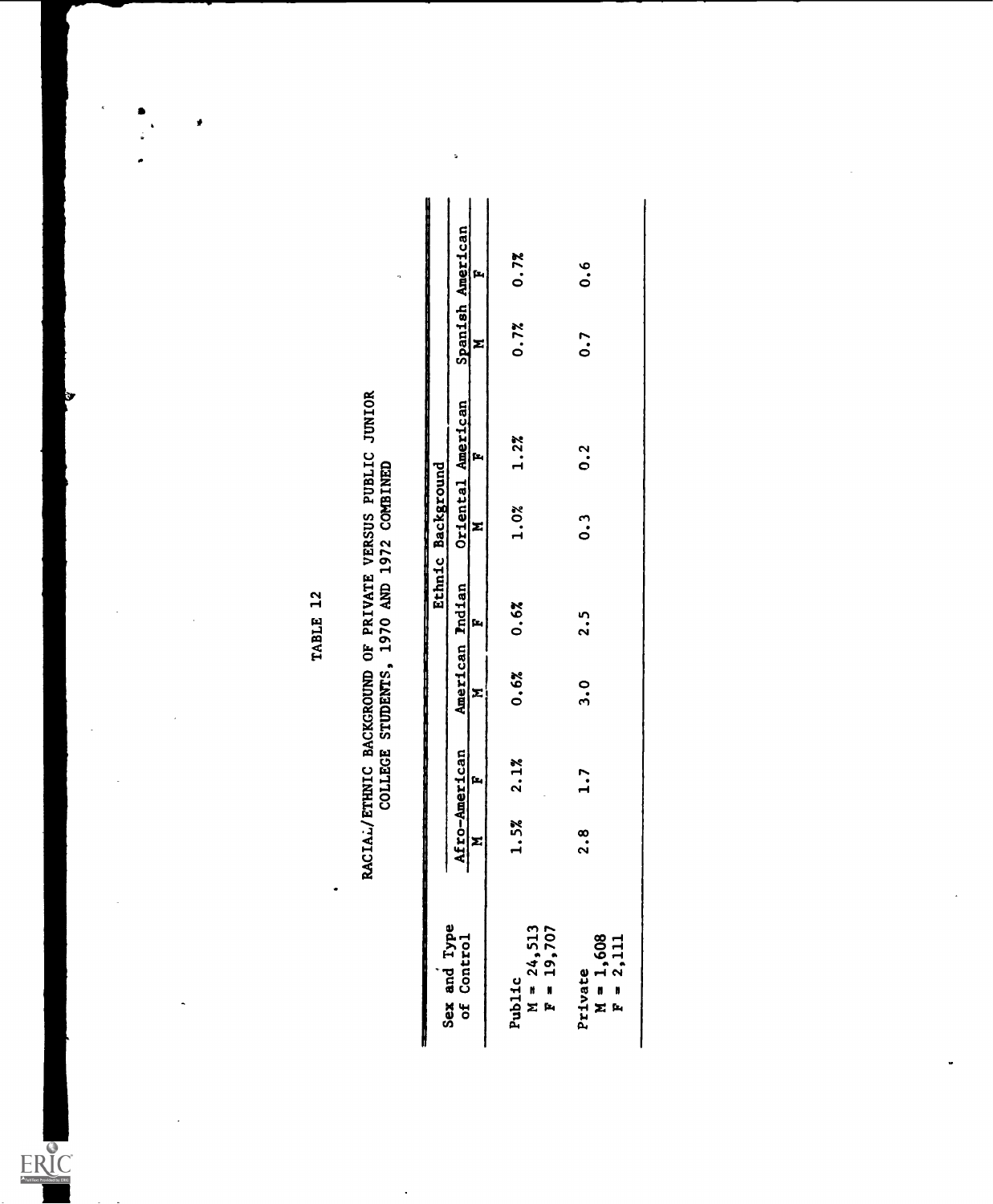TABLE 12

RACIAL/ETHNIC BACKGROUND OF PRIVATE VERSUS PUBLIC JUNIOR COLLEGE STUDENTS, 1970 AND 1972 COMBINED

| Sex and Type of Control | Ethnic Background | | | | | | | |
|---|---|---|---|---|---|---|---|---|
| | Afro-American | | American Indian | | Oriental American | | Spanish American | |
| | M | F | M | F | M | F | M | F |
| Public<br>M = 24,513<br>F = 19,707 | 1.5% | 2.1% | 0.6% | 0.6% | 1.0% | 1.2% | 0.7% | 0.7% |
| Private<br>M = 1,608<br>F = 2,111 | 2.8 | 1.7 | 3.0 | 2.5 | 0.3 | 0.2 | 0.7 | 0.6 |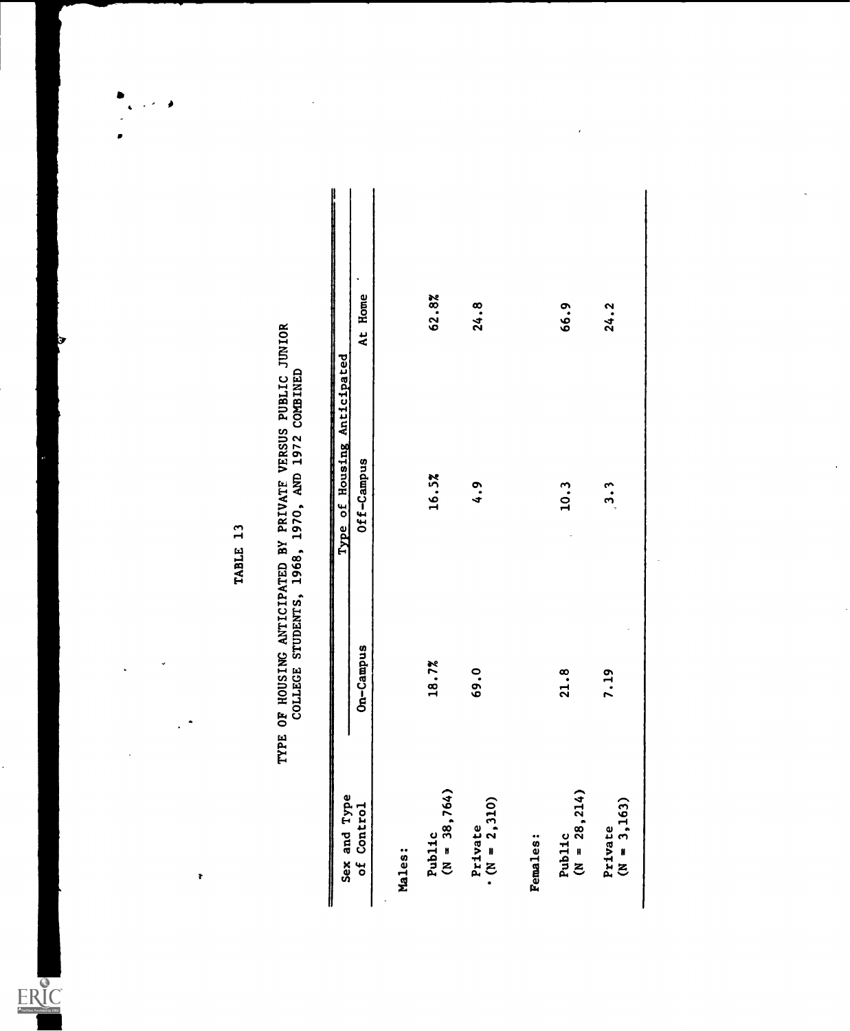TABLE 13

TYPE OF HOUSING ANTICIPATED BY PRIVATE VERSUS PUBLIC JUNIOR COLLEGE STUDENTS, 1968, 1970, AND 1972 COMBINED

| Sex and Type of Control | Type of Housing Anticipated | | |
|---|---|---|---|
| | On-Campus | Off-Campus | At Home |
| **Males:** | | | |
| Public (N = 38,764) | 18.7% | 16.5% | 62.8% |
| Private (N = 2,310) | 69.0 | 4.9 | 24.8 |
| **Females:** | | | |
| Public (N = 28,214) | 21.8 | 10.3 | 66.9 |
| Private (N = 3,163) | 7.19 | 3.3 | 24.2 |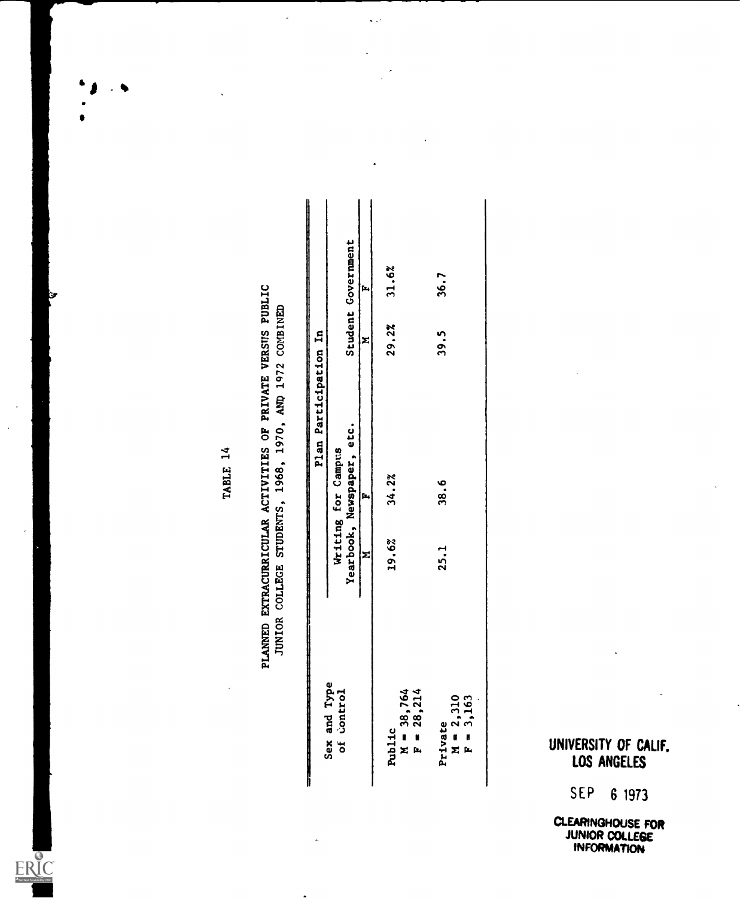TABLE 14

PLANNED EXTRACURRICULAR ACTIVITIES OF PRIVATE VERSUS PUBLIC JUNIOR COLLEGE STUDENTS, 1968, 1970, AND 1972 COMBINED

| Sex and Type of Control | Plan Participation In | | | |
|---|---|---|---|---|
| | Writing for Campus Yearbook, Newspaper, etc. | | Student Government | |
| | M | F | M | F |
| Public<br>M = 38,764<br>F = 28,214 | 19.6% | 34.2% | 29.2% | 31.6% |
| Private<br>M = 2,310<br>F = 3,163 | 25.1 | 38.6 | 39.5 | 36.7 |

UNIVERSITY OF CALIF.
LOS ANGELES

SEP 6 1973

CLEARINGHOUSE FOR
JUNIOR COLLEGE
INFORMATION